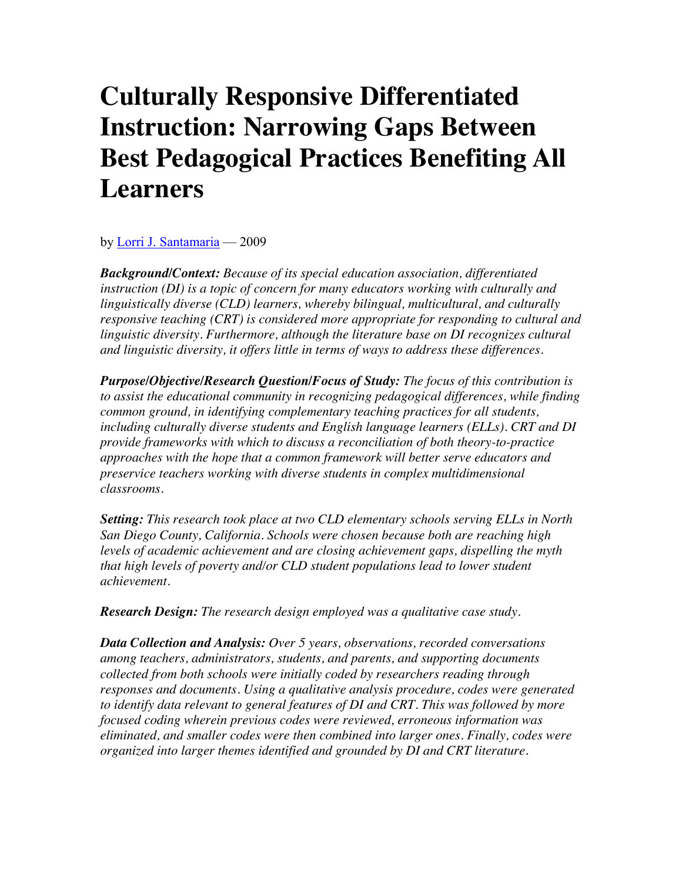# Culturally Responsive Differentiated Instruction: Narrowing Gaps Between Best Pedagogical Practices Benefiting All Learners

by [Lorri J. Santamaria]() — 2009

***Background/Context:*** *Because of its special education association, differentiated instruction (DI) is a topic of concern for many educators working with culturally and linguistically diverse (CLD) learners, whereby bilingual, multicultural, and culturally responsive teaching (CRT) is considered more appropriate for responding to cultural and linguistic diversity. Furthermore, although the literature base on DI recognizes cultural and linguistic diversity, it offers little in terms of ways to address these differences.*

***Purpose/Objective/Research Question/Focus of Study:*** *The focus of this contribution is to assist the educational community in recognizing pedagogical differences, while finding common ground, in identifying complementary teaching practices for all students, including culturally diverse students and English language learners (ELLs). CRT and DI provide frameworks with which to discuss a reconciliation of both theory-to-practice approaches with the hope that a common framework will better serve educators and preservice teachers working with diverse students in complex multidimensional classrooms.*

***Setting:*** *This research took place at two CLD elementary schools serving ELLs in North San Diego County, California. Schools were chosen because both are reaching high levels of academic achievement and are closing achievement gaps, dispelling the myth that high levels of poverty and/or CLD student populations lead to lower student achievement.*

***Research Design:*** *The research design employed was a qualitative case study.*

***Data Collection and Analysis:*** *Over 5 years, observations, recorded conversations among teachers, administrators, students, and parents, and supporting documents collected from both schools were initially coded by researchers reading through responses and documents. Using a qualitative analysis procedure, codes were generated to identify data relevant to general features of DI and CRT. This was followed by more focused coding wherein previous codes were reviewed, erroneous information was eliminated, and smaller codes were then combined into larger ones. Finally, codes were organized into larger themes identified and grounded by DI and CRT literature.*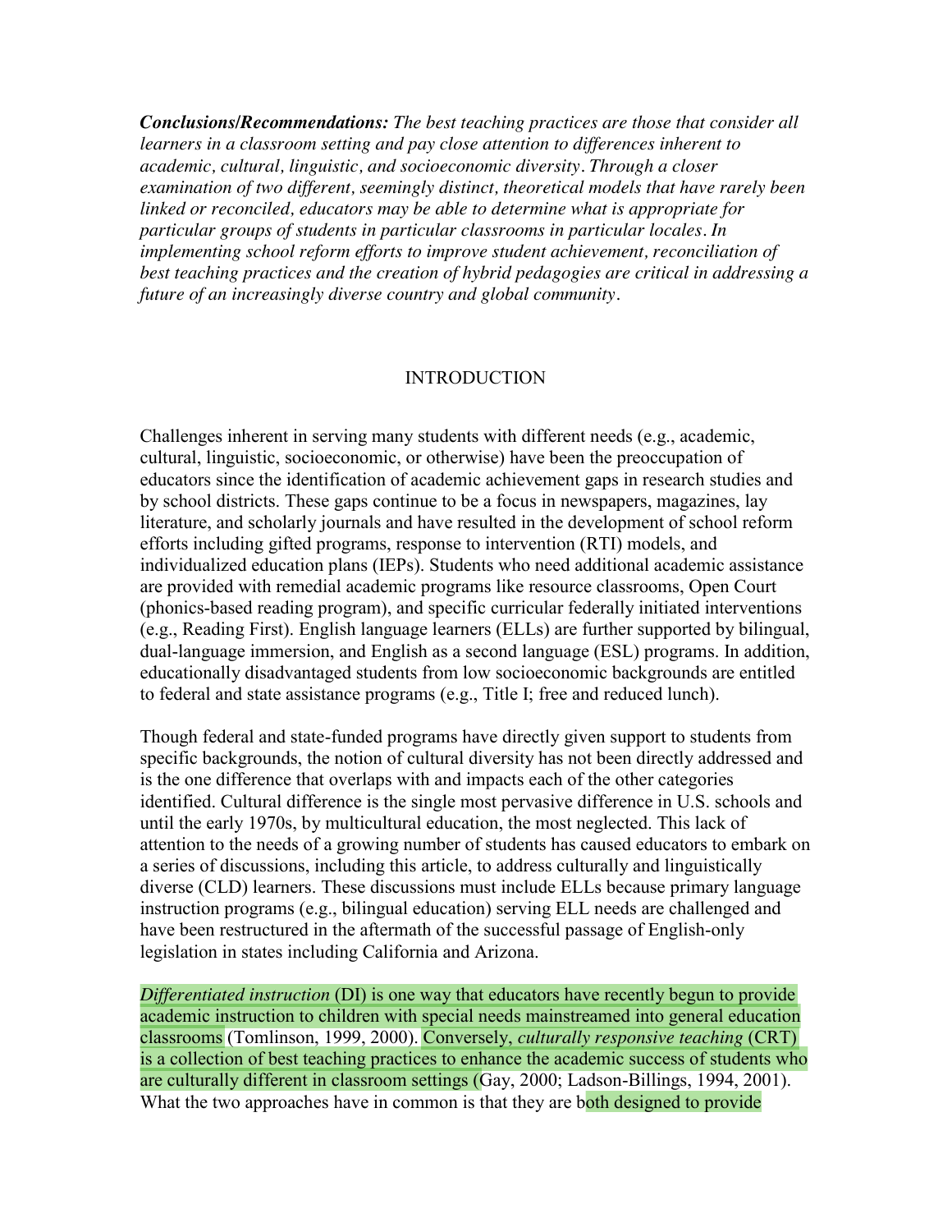***Conclusions/Recommendations:*** *The best teaching practices are those that consider all learners in a classroom setting and pay close attention to differences inherent to academic, cultural, linguistic, and socioeconomic diversity. Through a closer examination of two different, seemingly distinct, theoretical models that have rarely been linked or reconciled, educators may be able to determine what is appropriate for particular groups of students in particular classrooms in particular locales. In implementing school reform efforts to improve student achievement, reconciliation of best teaching practices and the creation of hybrid pedagogies are critical in addressing a future of an increasingly diverse country and global community.*

## INTRODUCTION

Challenges inherent in serving many students with different needs (e.g., academic, cultural, linguistic, socioeconomic, or otherwise) have been the preoccupation of educators since the identification of academic achievement gaps in research studies and by school districts. These gaps continue to be a focus in newspapers, magazines, lay literature, and scholarly journals and have resulted in the development of school reform efforts including gifted programs, response to intervention (RTI) models, and individualized education plans (IEPs). Students who need additional academic assistance are provided with remedial academic programs like resource classrooms, Open Court (phonics-based reading program), and specific curricular federally initiated interventions (e.g., Reading First). English language learners (ELLs) are further supported by bilingual, dual-language immersion, and English as a second language (ESL) programs. In addition, educationally disadvantaged students from low socioeconomic backgrounds are entitled to federal and state assistance programs (e.g., Title I; free and reduced lunch).

Though federal and state-funded programs have directly given support to students from specific backgrounds, the notion of cultural diversity has not been directly addressed and is the one difference that overlaps with and impacts each of the other categories identified. Cultural difference is the single most pervasive difference in U.S. schools and until the early 1970s, by multicultural education, the most neglected. This lack of attention to the needs of a growing number of students has caused educators to embark on a series of discussions, including this article, to address culturally and linguistically diverse (CLD) learners. These discussions must include ELLs because primary language instruction programs (e.g., bilingual education) serving ELL needs are challenged and have been restructured in the aftermath of the successful passage of English-only legislation in states including California and Arizona.

*Differentiated instruction* (DI) is one way that educators have recently begun to provide academic instruction to children with special needs mainstreamed into general education classrooms (Tomlinson, 1999, 2000). Conversely, *culturally responsive teaching* (CRT) is a collection of best teaching practices to enhance the academic success of students who are culturally different in classroom settings (Gay, 2000; Ladson-Billings, 1994, 2001). What the two approaches have in common is that they are both designed to provide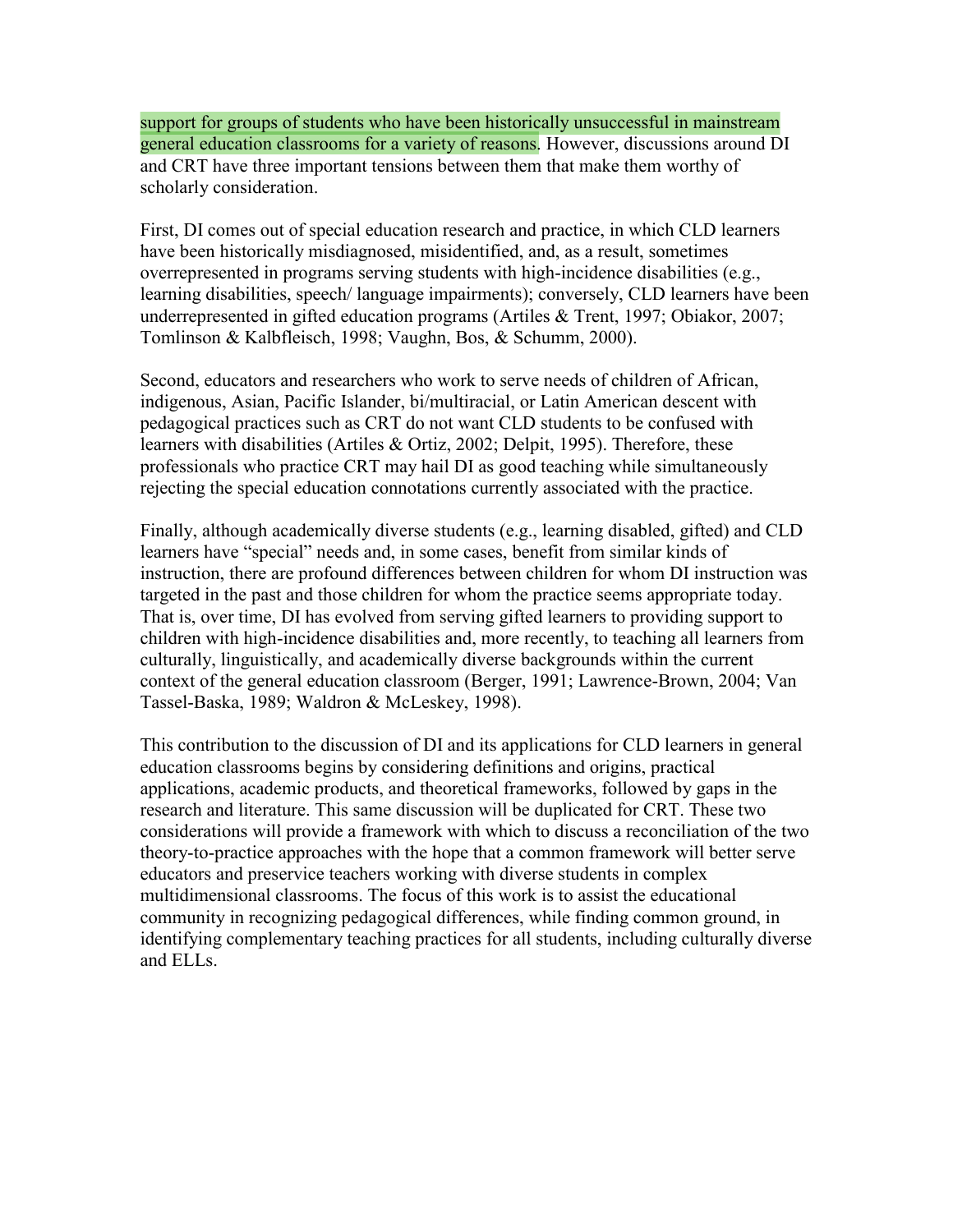support for groups of students who have been historically unsuccessful in mainstream general education classrooms for a variety of reasons. However, discussions around DI and CRT have three important tensions between them that make them worthy of scholarly consideration.

First, DI comes out of special education research and practice, in which CLD learners have been historically misdiagnosed, misidentified, and, as a result, sometimes overrepresented in programs serving students with high-incidence disabilities (e.g., learning disabilities, speech/ language impairments); conversely, CLD learners have been underrepresented in gifted education programs (Artiles & Trent, 1997; Obiakor, 2007; Tomlinson & Kalbfleisch, 1998; Vaughn, Bos, & Schumm, 2000).

Second, educators and researchers who work to serve needs of children of African, indigenous, Asian, Pacific Islander, bi/multiracial, or Latin American descent with pedagogical practices such as CRT do not want CLD students to be confused with learners with disabilities (Artiles & Ortiz, 2002; Delpit, 1995). Therefore, these professionals who practice CRT may hail DI as good teaching while simultaneously rejecting the special education connotations currently associated with the practice.

Finally, although academically diverse students (e.g., learning disabled, gifted) and CLD learners have "special" needs and, in some cases, benefit from similar kinds of instruction, there are profound differences between children for whom DI instruction was targeted in the past and those children for whom the practice seems appropriate today. That is, over time, DI has evolved from serving gifted learners to providing support to children with high-incidence disabilities and, more recently, to teaching all learners from culturally, linguistically, and academically diverse backgrounds within the current context of the general education classroom (Berger, 1991; Lawrence-Brown, 2004; Van Tassel-Baska, 1989; Waldron & McLeskey, 1998).

This contribution to the discussion of DI and its applications for CLD learners in general education classrooms begins by considering definitions and origins, practical applications, academic products, and theoretical frameworks, followed by gaps in the research and literature. This same discussion will be duplicated for CRT. These two considerations will provide a framework with which to discuss a reconciliation of the two theory-to-practice approaches with the hope that a common framework will better serve educators and preservice teachers working with diverse students in complex multidimensional classrooms. The focus of this work is to assist the educational community in recognizing pedagogical differences, while finding common ground, in identifying complementary teaching practices for all students, including culturally diverse and ELLs.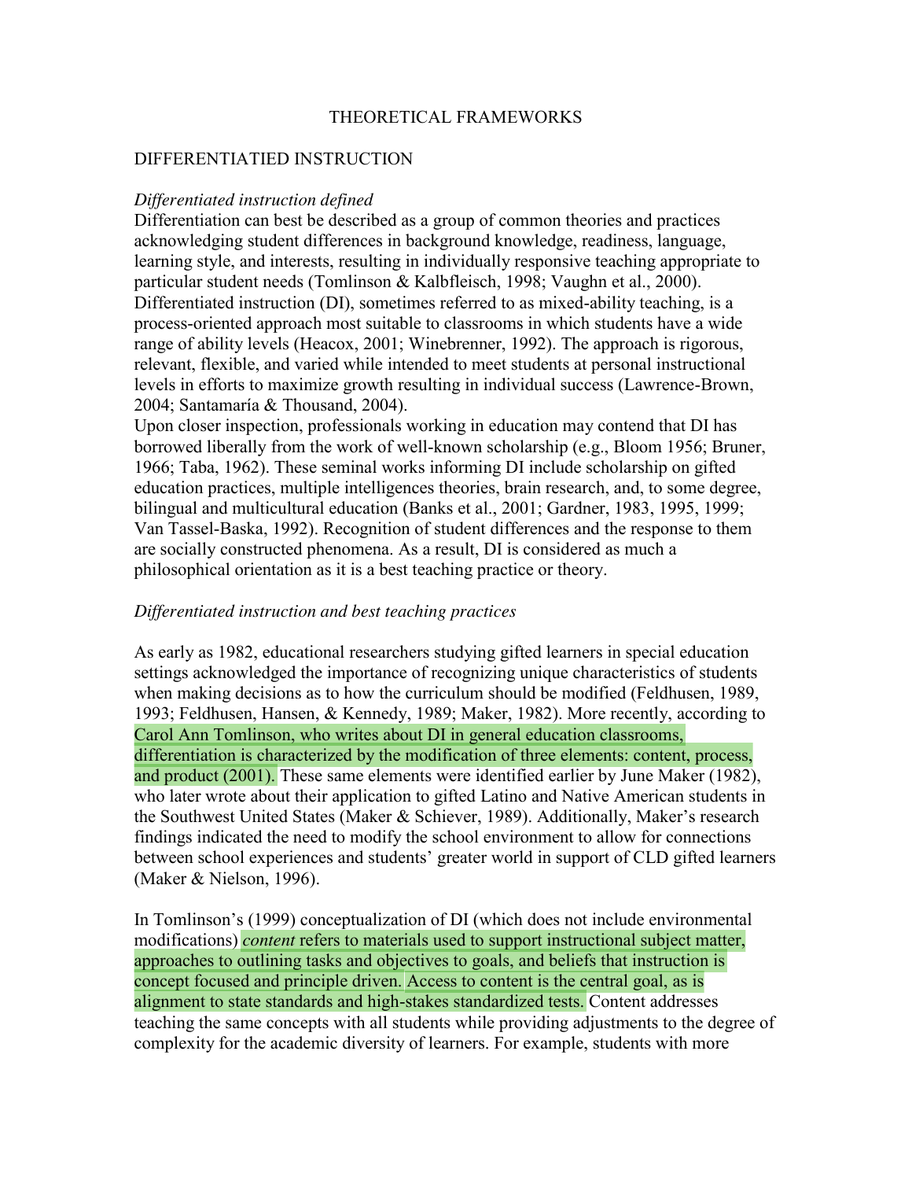# THEORETICAL FRAMEWORKS

## DIFFERENTIATIED INSTRUCTION

### *Differentiated instruction defined*

Differentiation can best be described as a group of common theories and practices acknowledging student differences in background knowledge, readiness, language, learning style, and interests, resulting in individually responsive teaching appropriate to particular student needs (Tomlinson & Kalbfleisch, 1998; Vaughn et al., 2000). Differentiated instruction (DI), sometimes referred to as mixed-ability teaching, is a process-oriented approach most suitable to classrooms in which students have a wide range of ability levels (Heacox, 2001; Winebrenner, 1992). The approach is rigorous, relevant, flexible, and varied while intended to meet students at personal instructional levels in efforts to maximize growth resulting in individual success (Lawrence-Brown, 2004; Santamaría & Thousand, 2004).

Upon closer inspection, professionals working in education may contend that DI has borrowed liberally from the work of well-known scholarship (e.g., Bloom 1956; Bruner, 1966; Taba, 1962). These seminal works informing DI include scholarship on gifted education practices, multiple intelligences theories, brain research, and, to some degree, bilingual and multicultural education (Banks et al., 2001; Gardner, 1983, 1995, 1999; Van Tassel-Baska, 1992). Recognition of student differences and the response to them are socially constructed phenomena. As a result, DI is considered as much a philosophical orientation as it is a best teaching practice or theory.

### *Differentiated instruction and best teaching practices*

As early as 1982, educational researchers studying gifted learners in special education settings acknowledged the importance of recognizing unique characteristics of students when making decisions as to how the curriculum should be modified (Feldhusen, 1989, 1993; Feldhusen, Hansen, & Kennedy, 1989; Maker, 1982). More recently, according to Carol Ann Tomlinson, who writes about DI in general education classrooms, differentiation is characterized by the modification of three elements: content, process, and product (2001). These same elements were identified earlier by June Maker (1982), who later wrote about their application to gifted Latino and Native American students in the Southwest United States (Maker & Schiever, 1989). Additionally, Maker's research findings indicated the need to modify the school environment to allow for connections between school experiences and students' greater world in support of CLD gifted learners (Maker & Nielson, 1996).

In Tomlinson's (1999) conceptualization of DI (which does not include environmental modifications) *content* refers to materials used to support instructional subject matter, approaches to outlining tasks and objectives to goals, and beliefs that instruction is concept focused and principle driven. Access to content is the central goal, as is alignment to state standards and high-stakes standardized tests. Content addresses teaching the same concepts with all students while providing adjustments to the degree of complexity for the academic diversity of learners. For example, students with more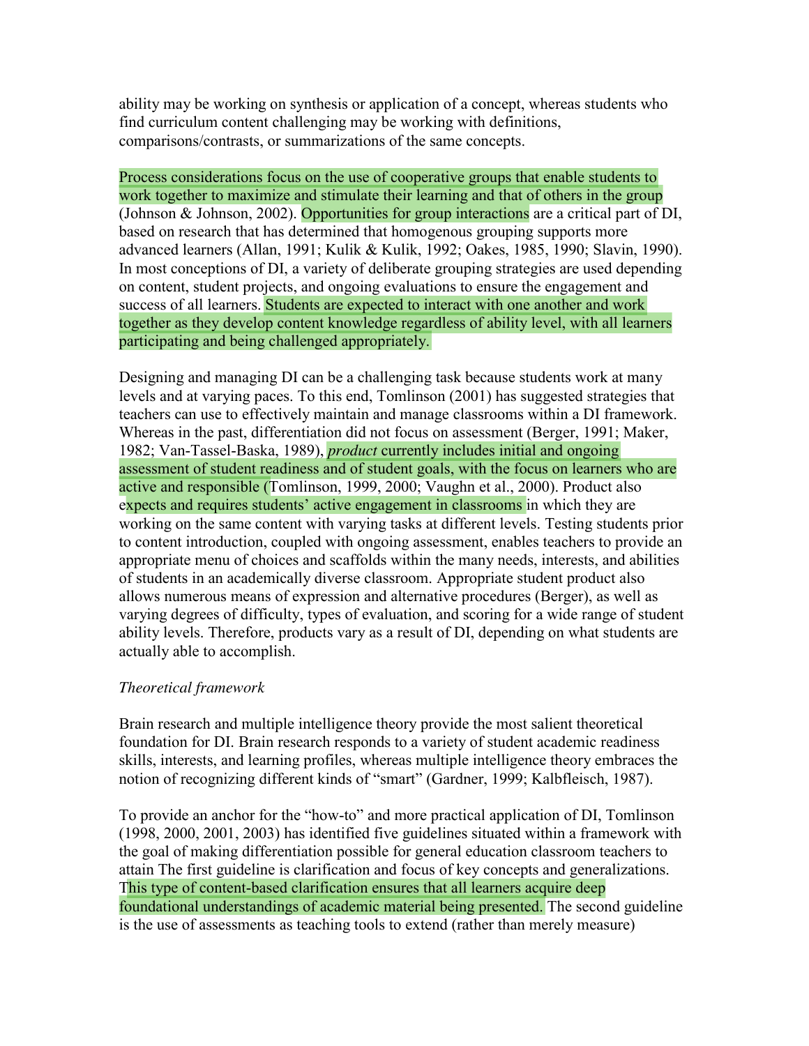ability may be working on synthesis or application of a concept, whereas students who find curriculum content challenging may be working with definitions, comparisons/contrasts, or summarizations of the same concepts.

Process considerations focus on the use of cooperative groups that enable students to work together to maximize and stimulate their learning and that of others in the group (Johnson & Johnson, 2002). Opportunities for group interactions are a critical part of DI, based on research that has determined that homogenous grouping supports more advanced learners (Allan, 1991; Kulik & Kulik, 1992; Oakes, 1985, 1990; Slavin, 1990). In most conceptions of DI, a variety of deliberate grouping strategies are used depending on content, student projects, and ongoing evaluations to ensure the engagement and success of all learners. Students are expected to interact with one another and work together as they develop content knowledge regardless of ability level, with all learners participating and being challenged appropriately.

Designing and managing DI can be a challenging task because students work at many levels and at varying paces. To this end, Tomlinson (2001) has suggested strategies that teachers can use to effectively maintain and manage classrooms within a DI framework. Whereas in the past, differentiation did not focus on assessment (Berger, 1991; Maker, 1982; Van-Tassel-Baska, 1989), *product* currently includes initial and ongoing assessment of student readiness and of student goals, with the focus on learners who are active and responsible (Tomlinson, 1999, 2000; Vaughn et al., 2000). Product also expects and requires students' active engagement in classrooms in which they are working on the same content with varying tasks at different levels. Testing students prior to content introduction, coupled with ongoing assessment, enables teachers to provide an appropriate menu of choices and scaffolds within the many needs, interests, and abilities of students in an academically diverse classroom. Appropriate student product also allows numerous means of expression and alternative procedures (Berger), as well as varying degrees of difficulty, types of evaluation, and scoring for a wide range of student ability levels. Therefore, products vary as a result of DI, depending on what students are actually able to accomplish.

*Theoretical framework*

Brain research and multiple intelligence theory provide the most salient theoretical foundation for DI. Brain research responds to a variety of student academic readiness skills, interests, and learning profiles, whereas multiple intelligence theory embraces the notion of recognizing different kinds of "smart" (Gardner, 1999; Kalbfleisch, 1987).

To provide an anchor for the "how-to" and more practical application of DI, Tomlinson (1998, 2000, 2001, 2003) has identified five guidelines situated within a framework with the goal of making differentiation possible for general education classroom teachers to attain The first guideline is clarification and focus of key concepts and generalizations. This type of content-based clarification ensures that all learners acquire deep foundational understandings of academic material being presented. The second guideline is the use of assessments as teaching tools to extend (rather than merely measure)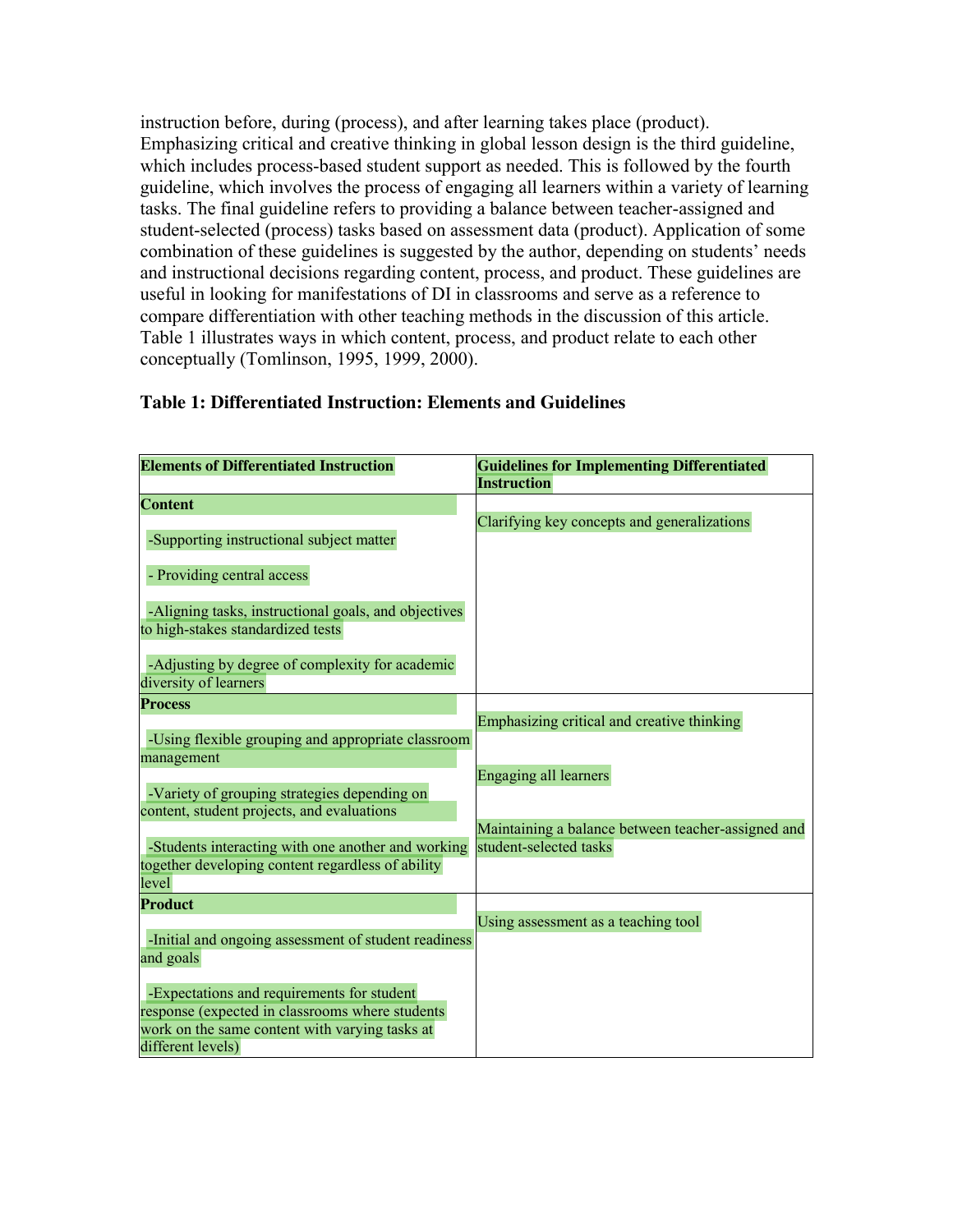instruction before, during (process), and after learning takes place (product). Emphasizing critical and creative thinking in global lesson design is the third guideline, which includes process-based student support as needed. This is followed by the fourth guideline, which involves the process of engaging all learners within a variety of learning tasks. The final guideline refers to providing a balance between teacher-assigned and student-selected (process) tasks based on assessment data (product). Application of some combination of these guidelines is suggested by the author, depending on students' needs and instructional decisions regarding content, process, and product. These guidelines are useful in looking for manifestations of DI in classrooms and serve as a reference to compare differentiation with other teaching methods in the discussion of this article. Table 1 illustrates ways in which content, process, and product relate to each other conceptually (Tomlinson, 1995, 1999, 2000).

**Table 1: Differentiated Instruction: Elements and Guidelines**

| **Elements of Differentiated Instruction** | **Guidelines for Implementing Differentiated Instruction** |
|---|---|
| **Content**<br>-Supporting instructional subject matter<br>- Providing central access<br>-Aligning tasks, instructional goals, and objectives to high-stakes standardized tests<br>-Adjusting by degree of complexity for academic diversity of learners | Clarifying key concepts and generalizations |
| **Process**<br>-Using flexible grouping and appropriate classroom management<br>-Variety of grouping strategies depending on content, student projects, and evaluations<br>-Students interacting with one another and working together developing content regardless of ability level | Emphasizing critical and creative thinking<br>Engaging all learners<br>Maintaining a balance between teacher-assigned and student-selected tasks |
| **Product**<br>-Initial and ongoing assessment of student readiness and goals<br>-Expectations and requirements for student response (expected in classrooms where students work on the same content with varying tasks at different levels) | Using assessment as a teaching tool |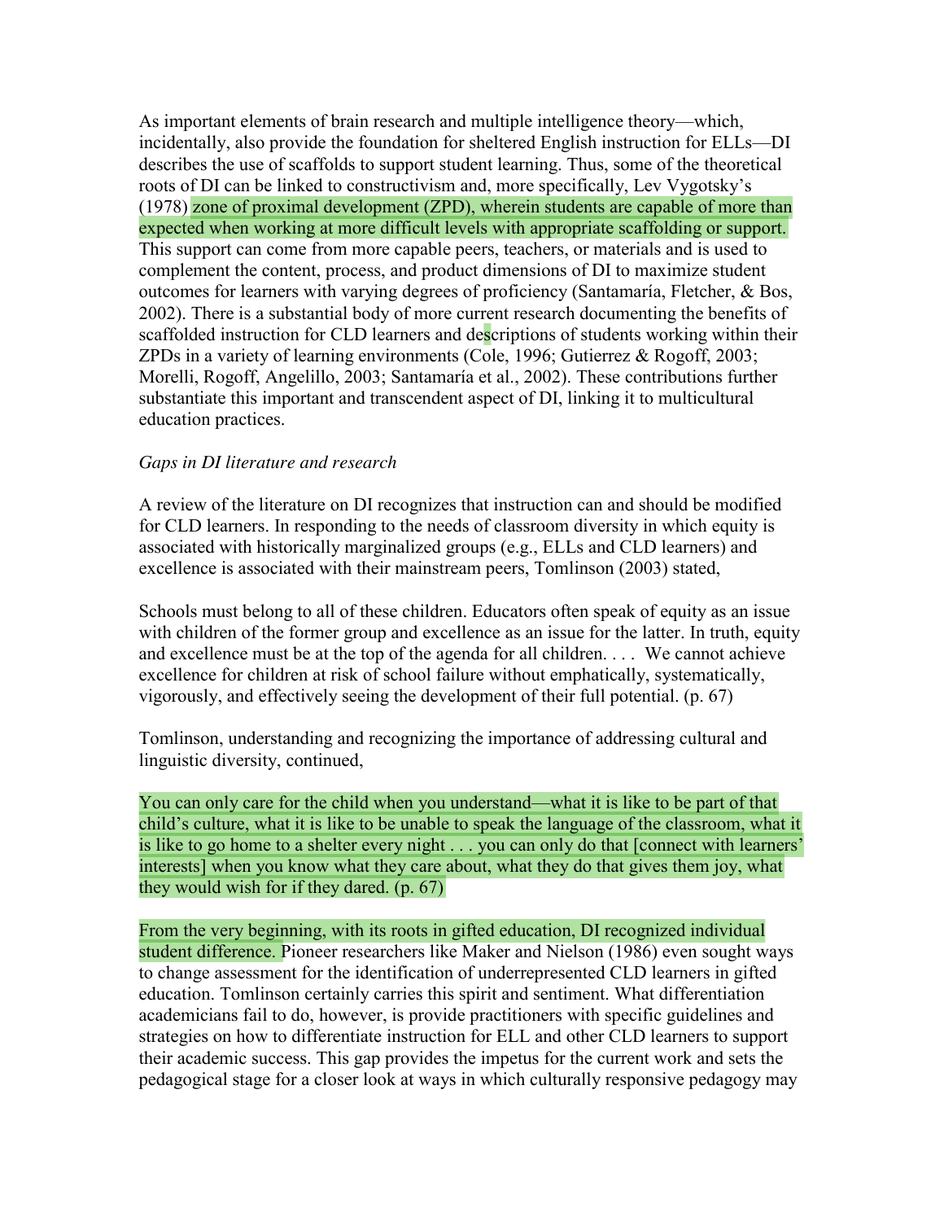As important elements of brain research and multiple intelligence theory—which, incidentally, also provide the foundation for sheltered English instruction for ELLs—DI describes the use of scaffolds to support student learning. Thus, some of the theoretical roots of DI can be linked to constructivism and, more specifically, Lev Vygotsky's (1978) zone of proximal development (ZPD), wherein students are capable of more than expected when working at more difficult levels with appropriate scaffolding or support. This support can come from more capable peers, teachers, or materials and is used to complement the content, process, and product dimensions of DI to maximize student outcomes for learners with varying degrees of proficiency (Santamaría, Fletcher, & Bos, 2002). There is a substantial body of more current research documenting the benefits of scaffolded instruction for CLD learners and descriptions of students working within their ZPDs in a variety of learning environments (Cole, 1996; Gutierrez & Rogoff, 2003; Morelli, Rogoff, Angelillo, 2003; Santamaría et al., 2002). These contributions further substantiate this important and transcendent aspect of DI, linking it to multicultural education practices.

*Gaps in DI literature and research*

A review of the literature on DI recognizes that instruction can and should be modified for CLD learners. In responding to the needs of classroom diversity in which equity is associated with historically marginalized groups (e.g., ELLs and CLD learners) and excellence is associated with their mainstream peers, Tomlinson (2003) stated,

> Schools must belong to all of these children. Educators often speak of equity as an issue with children of the former group and excellence as an issue for the latter. In truth, equity and excellence must be at the top of the agenda for all children. . . . We cannot achieve excellence for children at risk of school failure without emphatically, systematically, vigorously, and effectively seeing the development of their full potential. (p. 67)

Tomlinson, understanding and recognizing the importance of addressing cultural and linguistic diversity, continued,

> You can only care for the child when you understand—what it is like to be part of that child's culture, what it is like to be unable to speak the language of the classroom, what it is like to go home to a shelter every night . . . you can only do that [connect with learners' interests] when you know what they care about, what they do that gives them joy, what they would wish for if they dared. (p. 67)

From the very beginning, with its roots in gifted education, DI recognized individual student difference. Pioneer researchers like Maker and Nielson (1986) even sought ways to change assessment for the identification of underrepresented CLD learners in gifted education. Tomlinson certainly carries this spirit and sentiment. What differentiation academicians fail to do, however, is provide practitioners with specific guidelines and strategies on how to differentiate instruction for ELL and other CLD learners to support their academic success. This gap provides the impetus for the current work and sets the pedagogical stage for a closer look at ways in which culturally responsive pedagogy may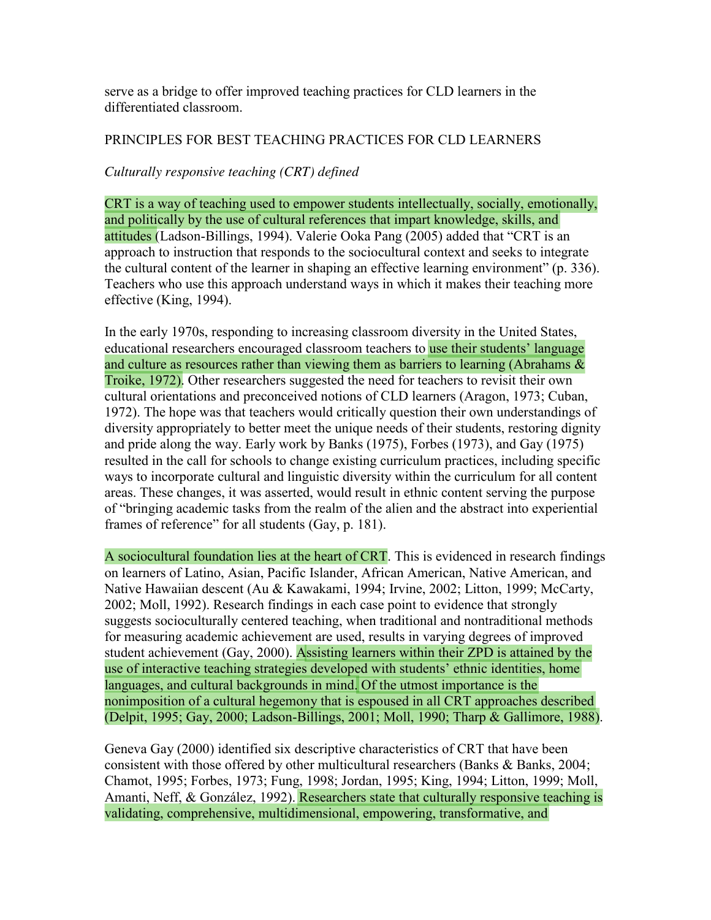serve as a bridge to offer improved teaching practices for CLD learners in the differentiated classroom.

## PRINCIPLES FOR BEST TEACHING PRACTICES FOR CLD LEARNERS

### *Culturally responsive teaching (CRT) defined*

CRT is a way of teaching used to empower students intellectually, socially, emotionally, and politically by the use of cultural references that impart knowledge, skills, and attitudes (Ladson-Billings, 1994). Valerie Ooka Pang (2005) added that "CRT is an approach to instruction that responds to the sociocultural context and seeks to integrate the cultural content of the learner in shaping an effective learning environment" (p. 336). Teachers who use this approach understand ways in which it makes their teaching more effective (King, 1994).

In the early 1970s, responding to increasing classroom diversity in the United States, educational researchers encouraged classroom teachers to use their students' language and culture as resources rather than viewing them as barriers to learning (Abrahams & Troike, 1972). Other researchers suggested the need for teachers to revisit their own cultural orientations and preconceived notions of CLD learners (Aragon, 1973; Cuban, 1972). The hope was that teachers would critically question their own understandings of diversity appropriately to better meet the unique needs of their students, restoring dignity and pride along the way. Early work by Banks (1975), Forbes (1973), and Gay (1975) resulted in the call for schools to change existing curriculum practices, including specific ways to incorporate cultural and linguistic diversity within the curriculum for all content areas. These changes, it was asserted, would result in ethnic content serving the purpose of "bringing academic tasks from the realm of the alien and the abstract into experiential frames of reference" for all students (Gay, p. 181).

A sociocultural foundation lies at the heart of CRT. This is evidenced in research findings on learners of Latino, Asian, Pacific Islander, African American, Native American, and Native Hawaiian descent (Au & Kawakami, 1994; Irvine, 2002; Litton, 1999; McCarty, 2002; Moll, 1992). Research findings in each case point to evidence that strongly suggests socioculturally centered teaching, when traditional and nontraditional methods for measuring academic achievement are used, results in varying degrees of improved student achievement (Gay, 2000). Assisting learners within their ZPD is attained by the use of interactive teaching strategies developed with students' ethnic identities, home languages, and cultural backgrounds in mind. Of the utmost importance is the nonimposition of a cultural hegemony that is espoused in all CRT approaches described (Delpit, 1995; Gay, 2000; Ladson-Billings, 2001; Moll, 1990; Tharp & Gallimore, 1988).

Geneva Gay (2000) identified six descriptive characteristics of CRT that have been consistent with those offered by other multicultural researchers (Banks & Banks, 2004; Chamot, 1995; Forbes, 1973; Fung, 1998; Jordan, 1995; King, 1994; Litton, 1999; Moll, Amanti, Neff, & González, 1992). Researchers state that culturally responsive teaching is validating, comprehensive, multidimensional, empowering, transformative, and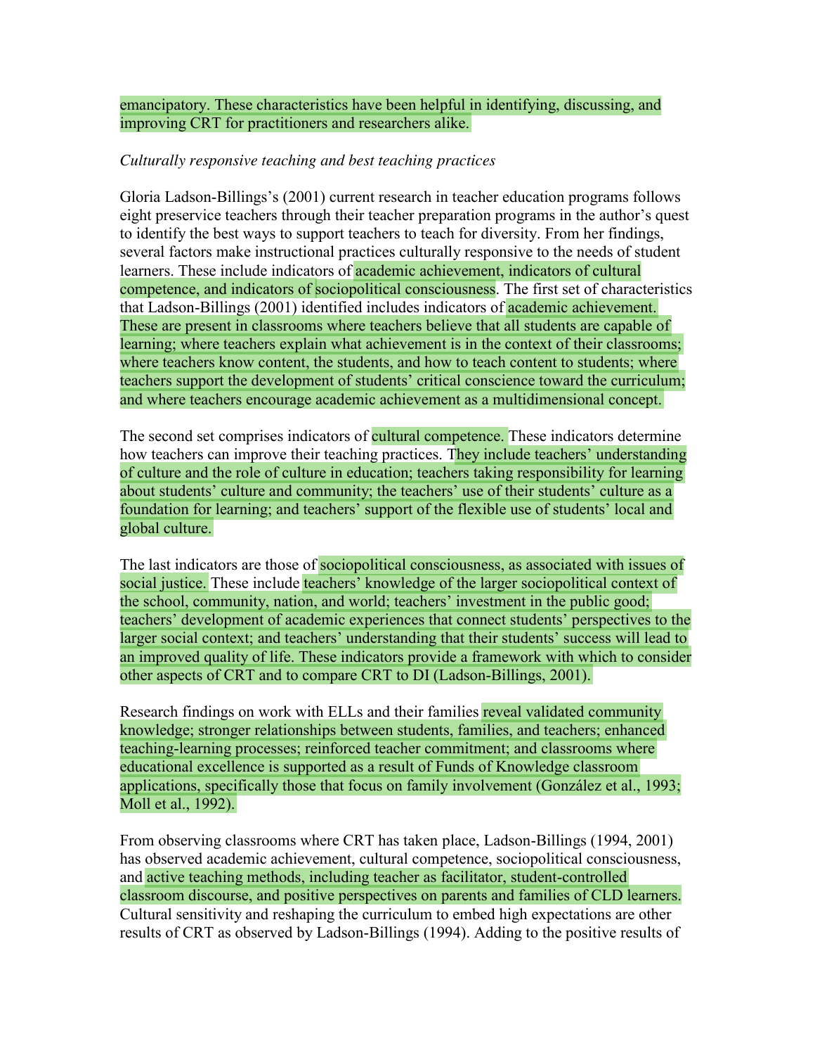emancipatory. These characteristics have been helpful in identifying, discussing, and improving CRT for practitioners and researchers alike.

*Culturally responsive teaching and best teaching practices*

Gloria Ladson-Billings's (2001) current research in teacher education programs follows eight preservice teachers through their teacher preparation programs in the author's quest to identify the best ways to support teachers to teach for diversity. From her findings, several factors make instructional practices culturally responsive to the needs of student learners. These include indicators of academic achievement, indicators of cultural competence, and indicators of sociopolitical consciousness. The first set of characteristics that Ladson-Billings (2001) identified includes indicators of academic achievement. These are present in classrooms where teachers believe that all students are capable of learning; where teachers explain what achievement is in the context of their classrooms; where teachers know content, the students, and how to teach content to students; where teachers support the development of students' critical conscience toward the curriculum; and where teachers encourage academic achievement as a multidimensional concept.

The second set comprises indicators of cultural competence. These indicators determine how teachers can improve their teaching practices. They include teachers' understanding of culture and the role of culture in education; teachers taking responsibility for learning about students' culture and community; the teachers' use of their students' culture as a foundation for learning; and teachers' support of the flexible use of students' local and global culture.

The last indicators are those of sociopolitical consciousness, as associated with issues of social justice. These include teachers' knowledge of the larger sociopolitical context of the school, community, nation, and world; teachers' investment in the public good; teachers' development of academic experiences that connect students' perspectives to the larger social context; and teachers' understanding that their students' success will lead to an improved quality of life. These indicators provide a framework with which to consider other aspects of CRT and to compare CRT to DI (Ladson-Billings, 2001).

Research findings on work with ELLs and their families reveal validated community knowledge; stronger relationships between students, families, and teachers; enhanced teaching-learning processes; reinforced teacher commitment; and classrooms where educational excellence is supported as a result of Funds of Knowledge classroom applications, specifically those that focus on family involvement (González et al., 1993; Moll et al., 1992).

From observing classrooms where CRT has taken place, Ladson-Billings (1994, 2001) has observed academic achievement, cultural competence, sociopolitical consciousness, and active teaching methods, including teacher as facilitator, student-controlled classroom discourse, and positive perspectives on parents and families of CLD learners. Cultural sensitivity and reshaping the curriculum to embed high expectations are other results of CRT as observed by Ladson-Billings (1994). Adding to the positive results of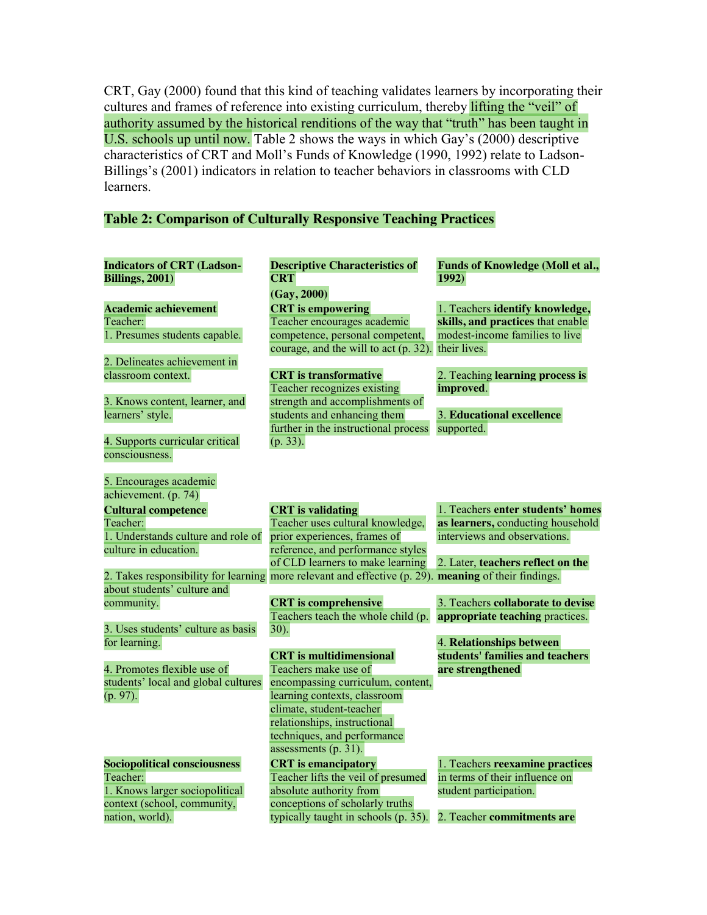CRT, Gay (2000) found that this kind of teaching validates learners by incorporating their cultures and frames of reference into existing curriculum, thereby lifting the "veil" of authority assumed by the historical renditions of the way that "truth" has been taught in U.S. schools up until now. Table 2 shows the ways in which Gay's (2000) descriptive characteristics of CRT and Moll's Funds of Knowledge (1990, 1992) relate to Ladson-Billings's (2001) indicators in relation to teacher behaviors in classrooms with CLD learners.

**Table 2: Comparison of Culturally Responsive Teaching Practices**

| **Indicators of CRT (Ladson-Billings, 2001)** | **Descriptive Characteristics of CRT (Gay, 2000)** | **Funds of Knowledge (Moll et al., 1992)** |
|---|---|---|
| **Academic achievement**<br>Teacher:<br>1. Presumes students capable.<br>2. Delineates achievement in classroom context.<br>3. Knows content, learner, and learners' style.<br>4. Supports curricular critical consciousness.<br>5. Encourages academic achievement. (p. 74) | **CRT is empowering**<br>Teacher encourages academic competence, personal competent, courage, and the will to act (p. 32).<br>**CRT is transformative**<br>Teacher recognizes existing strength and accomplishments of students and enhancing them further in the instructional process (p. 33). | 1. Teachers **identify knowledge, skills, and practices** that enable modest-income families to live their lives.<br>2. Teaching **learning process is improved**.<br>3. **Educational excellence** supported. |
| **Cultural competence**<br>Teacher:<br>1. Understands culture and role of culture in education.<br>2. Takes responsibility for learning about students' culture and community.<br>3. Uses students' culture as basis for learning.<br>4. Promotes flexible use of students' local and global cultures (p. 97). | **CRT is validating**<br>Teacher uses cultural knowledge, prior experiences, frames of reference, and performance styles of CLD learners to make learning more relevant and effective (p. 29).<br>**CRT is comprehensive**<br>Teachers teach the whole child (p. 30).<br>**CRT is multidimensional**<br>Teachers make use of encompassing curriculum, content, learning contexts, classroom climate, student-teacher relationships, instructional techniques, and performance assessments (p. 31). | 1. Teachers **enter students' homes as learners,** conducting household interviews and observations.<br>2. Later, **teachers reflect on the meaning** of their findings.<br>3. Teachers **collaborate to devise appropriate teaching** practices.<br>4. **Relationships between students' families and teachers are strengthened** |
| **Sociopolitical consciousness**<br>Teacher:<br>1. Knows larger sociopolitical context (school, community, nation, world). | **CRT is emancipatory**<br>Teacher lifts the veil of presumed absolute authority from conceptions of scholarly truths typically taught in schools (p. 35). | 1. Teachers **reexamine practices** in terms of their influence on student participation.<br>2. Teacher **commitments are** |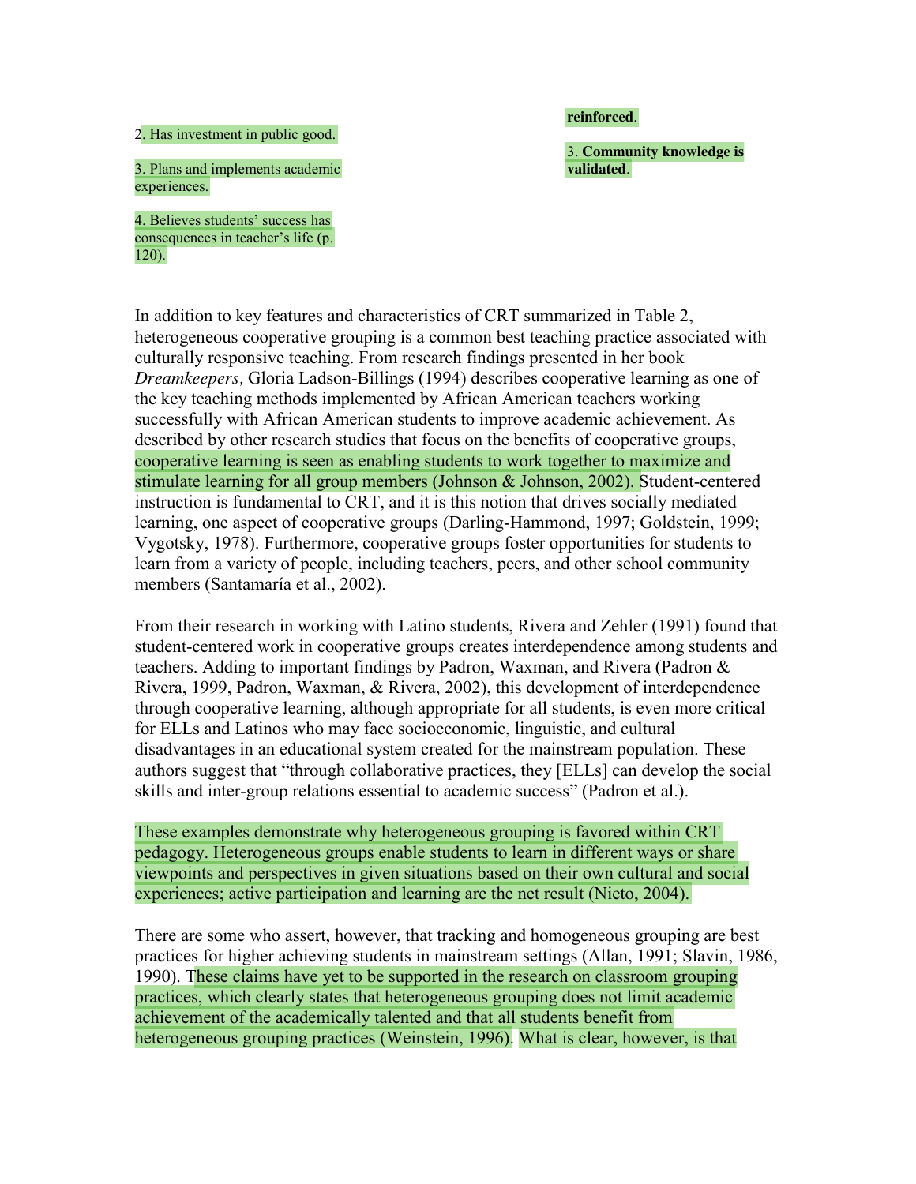| | |
|---|---|
| 2. Has investment in public good. | **reinforced**. |
| 3. Plans and implements academic experiences. | 3. **Community knowledge is validated**. |
| 4. Believes students' success has consequences in teacher's life (p. 120). | |

In addition to key features and characteristics of CRT summarized in Table 2, heterogeneous cooperative grouping is a common best teaching practice associated with culturally responsive teaching. From research findings presented in her book *Dreamkeepers,* Gloria Ladson-Billings (1994) describes cooperative learning as one of the key teaching methods implemented by African American teachers working successfully with African American students to improve academic achievement. As described by other research studies that focus on the benefits of cooperative groups, cooperative learning is seen as enabling students to work together to maximize and stimulate learning for all group members (Johnson & Johnson, 2002). Student-centered instruction is fundamental to CRT, and it is this notion that drives socially mediated learning, one aspect of cooperative groups (Darling-Hammond, 1997; Goldstein, 1999; Vygotsky, 1978). Furthermore, cooperative groups foster opportunities for students to learn from a variety of people, including teachers, peers, and other school community members (Santamaría et al., 2002).

From their research in working with Latino students, Rivera and Zehler (1991) found that student-centered work in cooperative groups creates interdependence among students and teachers. Adding to important findings by Padron, Waxman, and Rivera (Padron & Rivera, 1999, Padron, Waxman, & Rivera, 2002), this development of interdependence through cooperative learning, although appropriate for all students, is even more critical for ELLs and Latinos who may face socioeconomic, linguistic, and cultural disadvantages in an educational system created for the mainstream population. These authors suggest that "through collaborative practices, they [ELLs] can develop the social skills and inter-group relations essential to academic success" (Padron et al.).

These examples demonstrate why heterogeneous grouping is favored within CRT pedagogy. Heterogeneous groups enable students to learn in different ways or share viewpoints and perspectives in given situations based on their own cultural and social experiences; active participation and learning are the net result (Nieto, 2004).

There are some who assert, however, that tracking and homogeneous grouping are best practices for higher achieving students in mainstream settings (Allan, 1991; Slavin, 1986, 1990). These claims have yet to be supported in the research on classroom grouping practices, which clearly states that heterogeneous grouping does not limit academic achievement of the academically talented and that all students benefit from heterogeneous grouping practices (Weinstein, 1996). What is clear, however, is that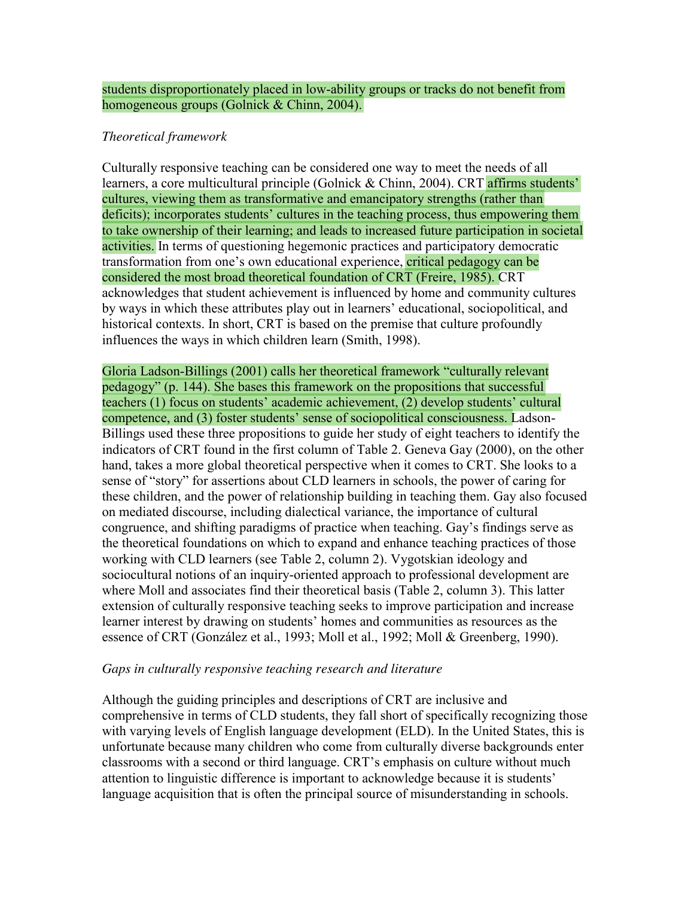students disproportionately placed in low-ability groups or tracks do not benefit from homogeneous groups (Golnick & Chinn, 2004).

*Theoretical framework*

Culturally responsive teaching can be considered one way to meet the needs of all learners, a core multicultural principle (Golnick & Chinn, 2004). CRT affirms students' cultures, viewing them as transformative and emancipatory strengths (rather than deficits); incorporates students' cultures in the teaching process, thus empowering them to take ownership of their learning; and leads to increased future participation in societal activities. In terms of questioning hegemonic practices and participatory democratic transformation from one's own educational experience, critical pedagogy can be considered the most broad theoretical foundation of CRT (Freire, 1985). CRT acknowledges that student achievement is influenced by home and community cultures by ways in which these attributes play out in learners' educational, sociopolitical, and historical contexts. In short, CRT is based on the premise that culture profoundly influences the ways in which children learn (Smith, 1998).

Gloria Ladson-Billings (2001) calls her theoretical framework "culturally relevant pedagogy" (p. 144). She bases this framework on the propositions that successful teachers (1) focus on students' academic achievement, (2) develop students' cultural competence, and (3) foster students' sense of sociopolitical consciousness. Ladson-Billings used these three propositions to guide her study of eight teachers to identify the indicators of CRT found in the first column of Table 2. Geneva Gay (2000), on the other hand, takes a more global theoretical perspective when it comes to CRT. She looks to a sense of "story" for assertions about CLD learners in schools, the power of caring for these children, and the power of relationship building in teaching them. Gay also focused on mediated discourse, including dialectical variance, the importance of cultural congruence, and shifting paradigms of practice when teaching. Gay's findings serve as the theoretical foundations on which to expand and enhance teaching practices of those working with CLD learners (see Table 2, column 2). Vygotskian ideology and sociocultural notions of an inquiry-oriented approach to professional development are where Moll and associates find their theoretical basis (Table 2, column 3). This latter extension of culturally responsive teaching seeks to improve participation and increase learner interest by drawing on students' homes and communities as resources as the essence of CRT (González et al., 1993; Moll et al., 1992; Moll & Greenberg, 1990).

*Gaps in culturally responsive teaching research and literature*

Although the guiding principles and descriptions of CRT are inclusive and comprehensive in terms of CLD students, they fall short of specifically recognizing those with varying levels of English language development (ELD). In the United States, this is unfortunate because many children who come from culturally diverse backgrounds enter classrooms with a second or third language. CRT's emphasis on culture without much attention to linguistic difference is important to acknowledge because it is students' language acquisition that is often the principal source of misunderstanding in schools.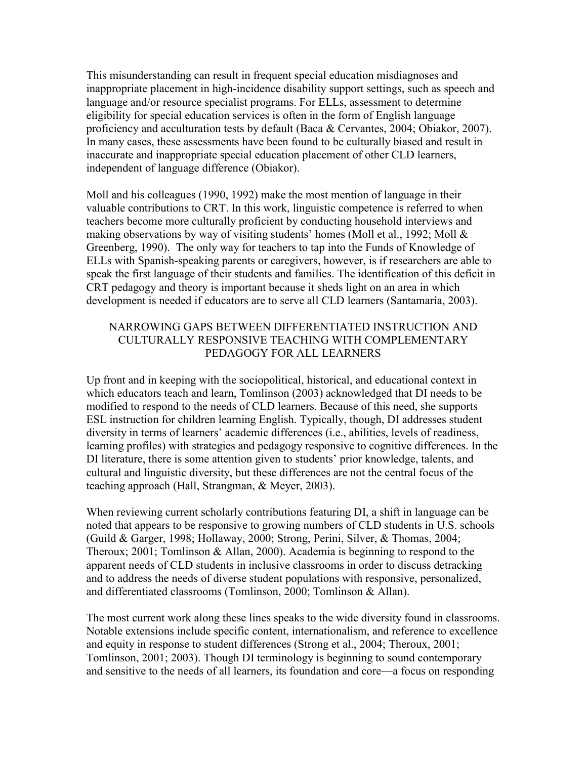This misunderstanding can result in frequent special education misdiagnoses and inappropriate placement in high-incidence disability support settings, such as speech and language and/or resource specialist programs. For ELLs, assessment to determine eligibility for special education services is often in the form of English language proficiency and acculturation tests by default (Baca & Cervantes, 2004; Obiakor, 2007). In many cases, these assessments have been found to be culturally biased and result in inaccurate and inappropriate special education placement of other CLD learners, independent of language difference (Obiakor).

Moll and his colleagues (1990, 1992) make the most mention of language in their valuable contributions to CRT. In this work, linguistic competence is referred to when teachers become more culturally proficient by conducting household interviews and making observations by way of visiting students' homes (Moll et al., 1992; Moll & Greenberg, 1990). The only way for teachers to tap into the Funds of Knowledge of ELLs with Spanish-speaking parents or caregivers, however, is if researchers are able to speak the first language of their students and families. The identification of this deficit in CRT pedagogy and theory is important because it sheds light on an area in which development is needed if educators are to serve all CLD learners (Santamaría, 2003).

## NARROWING GAPS BETWEEN DIFFERENTIATED INSTRUCTION AND CULTURALLY RESPONSIVE TEACHING WITH COMPLEMENTARY PEDAGOGY FOR ALL LEARNERS

Up front and in keeping with the sociopolitical, historical, and educational context in which educators teach and learn, Tomlinson (2003) acknowledged that DI needs to be modified to respond to the needs of CLD learners. Because of this need, she supports ESL instruction for children learning English. Typically, though, DI addresses student diversity in terms of learners' academic differences (i.e., abilities, levels of readiness, learning profiles) with strategies and pedagogy responsive to cognitive differences. In the DI literature, there is some attention given to students' prior knowledge, talents, and cultural and linguistic diversity, but these differences are not the central focus of the teaching approach (Hall, Strangman, & Meyer, 2003).

When reviewing current scholarly contributions featuring DI, a shift in language can be noted that appears to be responsive to growing numbers of CLD students in U.S. schools (Guild & Garger, 1998; Hollaway, 2000; Strong, Perini, Silver, & Thomas, 2004; Theroux; 2001; Tomlinson & Allan, 2000). Academia is beginning to respond to the apparent needs of CLD students in inclusive classrooms in order to discuss detracking and to address the needs of diverse student populations with responsive, personalized, and differentiated classrooms (Tomlinson, 2000; Tomlinson & Allan).

The most current work along these lines speaks to the wide diversity found in classrooms. Notable extensions include specific content, internationalism, and reference to excellence and equity in response to student differences (Strong et al., 2004; Theroux, 2001; Tomlinson, 2001; 2003). Though DI terminology is beginning to sound contemporary and sensitive to the needs of all learners, its foundation and core—a focus on responding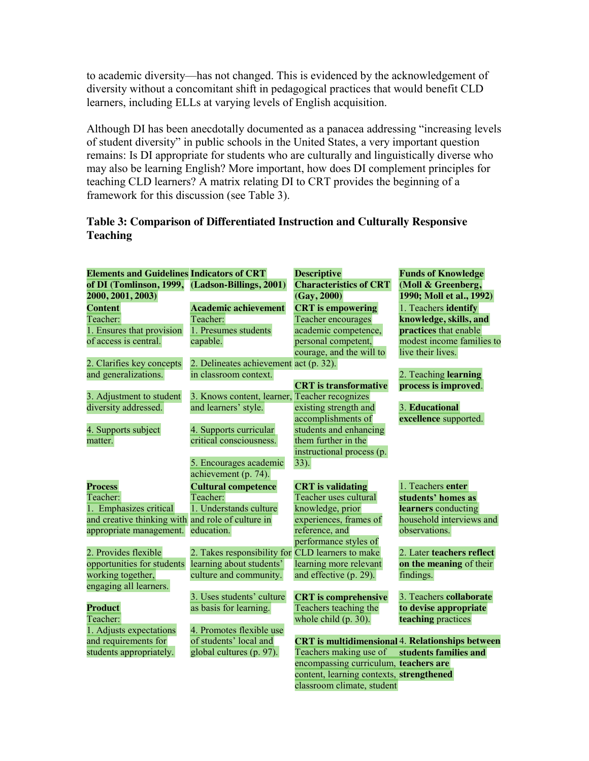to academic diversity—has not changed. This is evidenced by the acknowledgement of diversity without a concomitant shift in pedagogical practices that would benefit CLD learners, including ELLs at varying levels of English acquisition.

Although DI has been anecdotally documented as a panacea addressing "increasing levels of student diversity" in public schools in the United States, a very important question remains: Is DI appropriate for students who are culturally and linguistically diverse who may also be learning English? More important, how does DI complement principles for teaching CLD learners? A matrix relating DI to CRT provides the beginning of a framework for this discussion (see Table 3).

**Table 3: Comparison of Differentiated Instruction and Culturally Responsive Teaching**

| **Elements and Guidelines of DI (Tomlinson, 1999, 2000, 2001, 2003)** | **Indicators of CRT (Ladson-Billings, 2001)** | **Descriptive Characteristics of CRT (Gay, 2000)** | **Funds of Knowledge (Moll & Greenberg, 1990; Moll et al., 1992)** |
|---|---|---|---|
| **Content**<br>Teacher:<br>1. Ensures that provision of access is central.<br>2. Clarifies key concepts and generalizations.<br>3. Adjustment to student diversity addressed.<br>4. Supports subject matter. | **Academic achievement**<br>Teacher:<br>1. Presumes students capable.<br>2. Delineates achievement in classroom context.<br>3. Knows content, learner, and learners' style.<br>4. Supports curricular critical consciousness.<br>5. Encourages academic achievement (p. 74). | **CRT is empowering**<br>Teacher encourages academic competence, personal competent, courage, and the will to act (p. 32).<br>**CRT is transformative**<br>Teacher recognizes existing strength and accomplishments of students and enhancing them further in the instructional process (p. 33). | 1. Teachers **identify knowledge, skills, and practices** that enable modest income families to live their lives.<br>2. Teaching **learning process is improved**.<br>3. **Educational excellence** supported. |
| **Process**<br>Teacher:<br>1. Emphasizes critical and creative thinking with appropriate management.<br>2. Provides flexible opportunities for students working together, engaging all learners.<br>**Product**<br>Teacher:<br>1. Adjusts expectations and requirements for students appropriately. | **Cultural competence**<br>Teacher:<br>1. Understands culture and role of culture in education.<br>2. Takes responsibility for learning about students' culture and community.<br>3. Uses students' culture as basis for learning.<br>4. Promotes flexible use of students' local and global cultures (p. 97). | **CRT is validating**<br>Teacher uses cultural knowledge, prior experiences, frames of reference, and performance styles of CLD learners to make learning more relevant and effective (p. 29).<br>**CRT is comprehensive**<br>Teachers teaching the whole child (p. 30).<br>**CRT is multidimensional**<br>Teachers making use of encompassing curriculum, content, learning contexts, classroom climate, student | 1. Teachers **enter students' homes as learners** conducting household interviews and observations.<br>2. Later **teachers reflect on the meaning** of their findings.<br>3. Teachers **collaborate to devise appropriate teaching** practices<br>4. **Relationships between students families and teachers are strengthened** |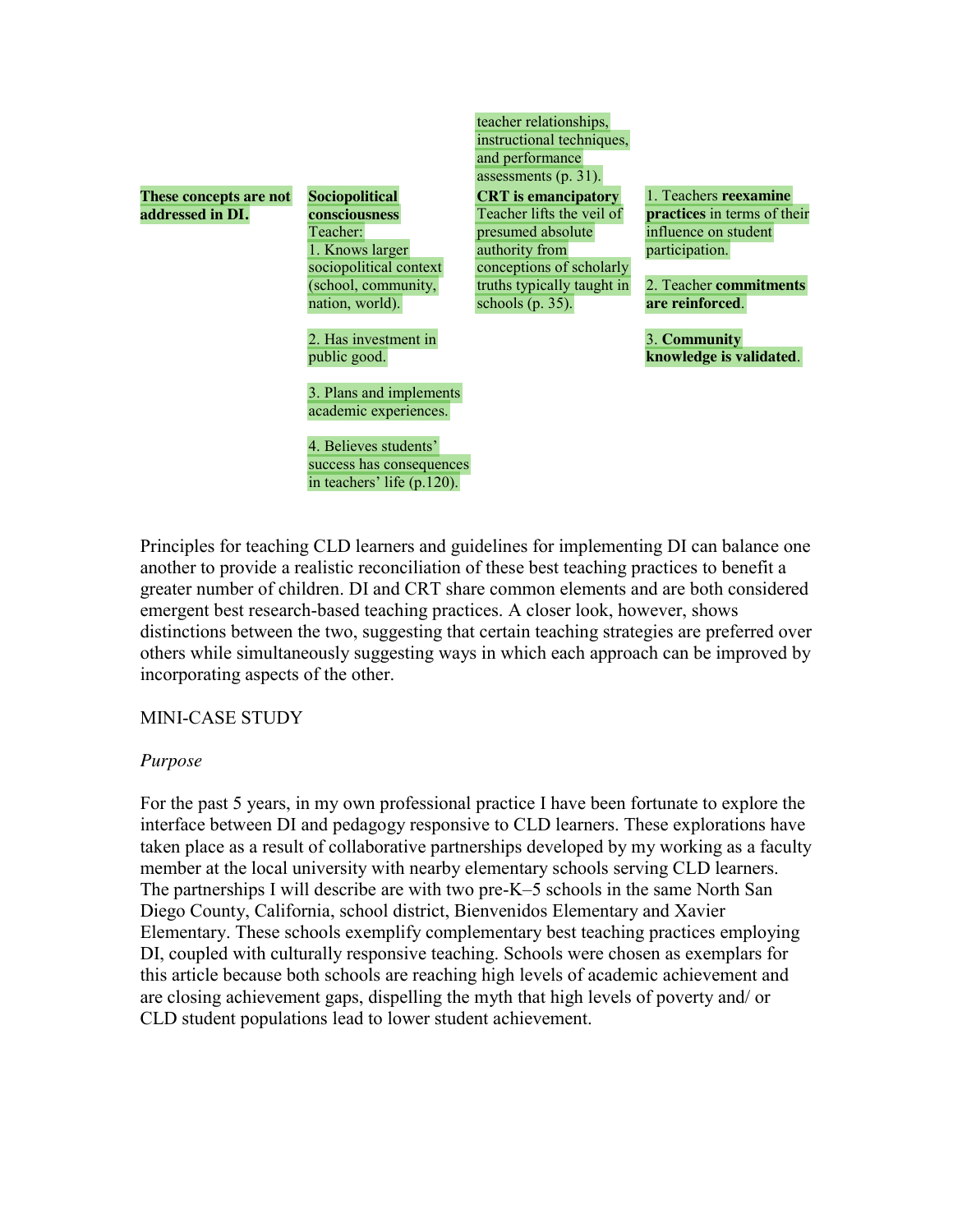| | | teacher relationships, instructional techniques, and performance assessments (p. 31). | |
|---|---|---|---|
| **These concepts are not addressed in DI.** | **Sociopolitical consciousness**<br>Teacher:<br>1. Knows larger sociopolitical context (school, community, nation, world).<br><br>2. Has investment in public good.<br><br>3. Plans and implements academic experiences.<br><br>4. Believes students' success has consequences in teachers' life (p.120). | **CRT is emancipatory**<br>Teacher lifts the veil of presumed absolute authority from conceptions of scholarly truths typically taught in schools (p. 35). | 1. Teachers **reexamine practices** in terms of their influence on student participation.<br><br>2. Teacher **commitments are reinforced**.<br><br>3. **Community knowledge is validated**. |

Principles for teaching CLD learners and guidelines for implementing DI can balance one another to provide a realistic reconciliation of these best teaching practices to benefit a greater number of children. DI and CRT share common elements and are both considered emergent best research-based teaching practices. A closer look, however, shows distinctions between the two, suggesting that certain teaching strategies are preferred over others while simultaneously suggesting ways in which each approach can be improved by incorporating aspects of the other.

MINI-CASE STUDY

*Purpose*

For the past 5 years, in my own professional practice I have been fortunate to explore the interface between DI and pedagogy responsive to CLD learners. These explorations have taken place as a result of collaborative partnerships developed by my working as a faculty member at the local university with nearby elementary schools serving CLD learners. The partnerships I will describe are with two pre-K–5 schools in the same North San Diego County, California, school district, Bienvenidos Elementary and Xavier Elementary. These schools exemplify complementary best teaching practices employing DI, coupled with culturally responsive teaching. Schools were chosen as exemplars for this article because both schools are reaching high levels of academic achievement and are closing achievement gaps, dispelling the myth that high levels of poverty and/ or CLD student populations lead to lower student achievement.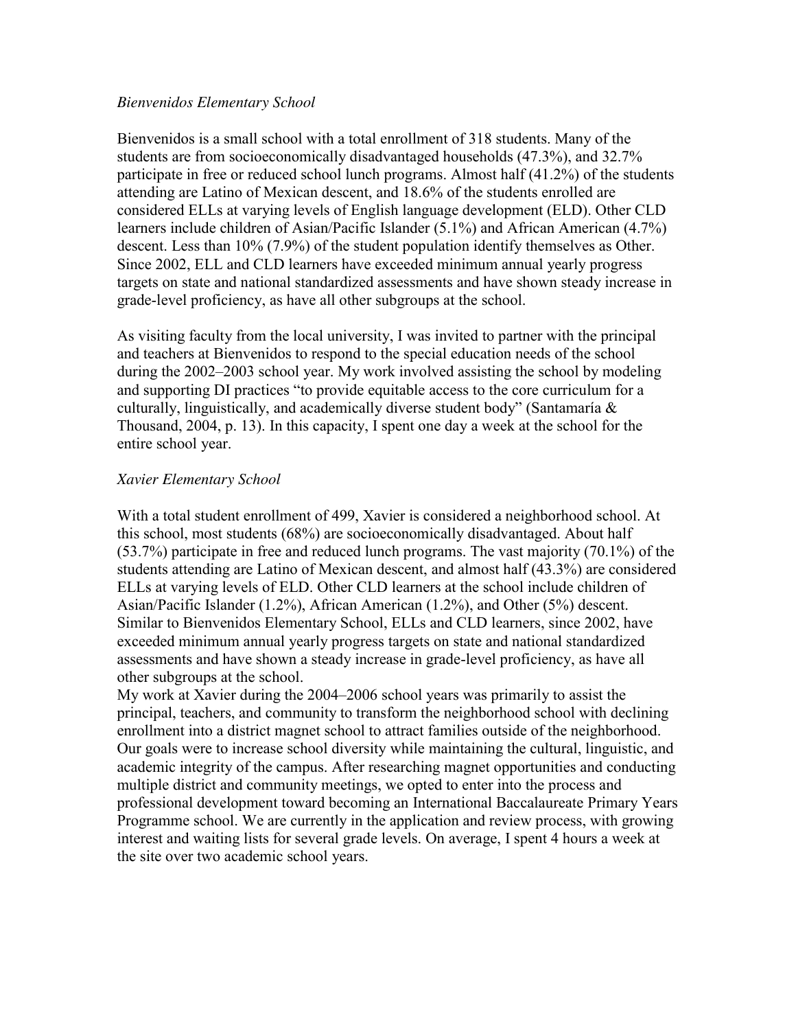*Bienvenidos Elementary School*

Bienvenidos is a small school with a total enrollment of 318 students. Many of the students are from socioeconomically disadvantaged households (47.3%), and 32.7% participate in free or reduced school lunch programs. Almost half (41.2%) of the students attending are Latino of Mexican descent, and 18.6% of the students enrolled are considered ELLs at varying levels of English language development (ELD). Other CLD learners include children of Asian/Pacific Islander (5.1%) and African American (4.7%) descent. Less than 10% (7.9%) of the student population identify themselves as Other. Since 2002, ELL and CLD learners have exceeded minimum annual yearly progress targets on state and national standardized assessments and have shown steady increase in grade-level proficiency, as have all other subgroups at the school.

As visiting faculty from the local university, I was invited to partner with the principal and teachers at Bienvenidos to respond to the special education needs of the school during the 2002–2003 school year. My work involved assisting the school by modeling and supporting DI practices "to provide equitable access to the core curriculum for a culturally, linguistically, and academically diverse student body" (Santamaría & Thousand, 2004, p. 13). In this capacity, I spent one day a week at the school for the entire school year.

*Xavier Elementary School*

With a total student enrollment of 499, Xavier is considered a neighborhood school. At this school, most students (68%) are socioeconomically disadvantaged. About half (53.7%) participate in free and reduced lunch programs. The vast majority (70.1%) of the students attending are Latino of Mexican descent, and almost half (43.3%) are considered ELLs at varying levels of ELD. Other CLD learners at the school include children of Asian/Pacific Islander (1.2%), African American (1.2%), and Other (5%) descent. Similar to Bienvenidos Elementary School, ELLs and CLD learners, since 2002, have exceeded minimum annual yearly progress targets on state and national standardized assessments and have shown a steady increase in grade-level proficiency, as have all other subgroups at the school.
My work at Xavier during the 2004–2006 school years was primarily to assist the principal, teachers, and community to transform the neighborhood school with declining enrollment into a district magnet school to attract families outside of the neighborhood. Our goals were to increase school diversity while maintaining the cultural, linguistic, and academic integrity of the campus. After researching magnet opportunities and conducting multiple district and community meetings, we opted to enter into the process and professional development toward becoming an International Baccalaureate Primary Years Programme school. We are currently in the application and review process, with growing interest and waiting lists for several grade levels. On average, I spent 4 hours a week at the site over two academic school years.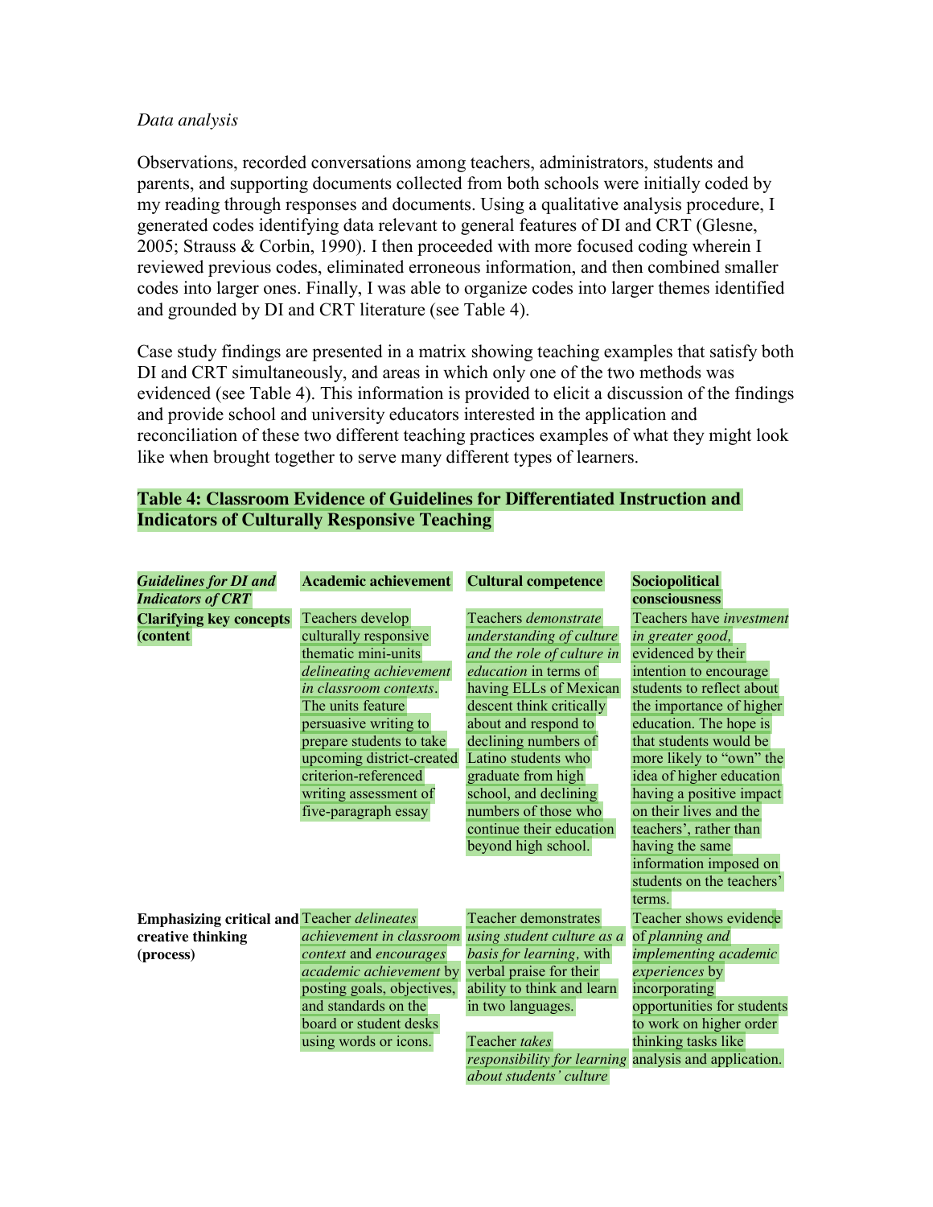*Data analysis*

Observations, recorded conversations among teachers, administrators, students and parents, and supporting documents collected from both schools were initially coded by my reading through responses and documents. Using a qualitative analysis procedure, I generated codes identifying data relevant to general features of DI and CRT (Glesne, 2005; Strauss & Corbin, 1990). I then proceeded with more focused coding wherein I reviewed previous codes, eliminated erroneous information, and then combined smaller codes into larger ones. Finally, I was able to organize codes into larger themes identified and grounded by DI and CRT literature (see Table 4).

Case study findings are presented in a matrix showing teaching examples that satisfy both DI and CRT simultaneously, and areas in which only one of the two methods was evidenced (see Table 4). This information is provided to elicit a discussion of the findings and provide school and university educators interested in the application and reconciliation of these two different teaching practices examples of what they might look like when brought together to serve many different types of learners.

**Table 4: Classroom Evidence of Guidelines for Differentiated Instruction and Indicators of Culturally Responsive Teaching**

| ***Guidelines for DI and Indicators of CRT*** | **Academic achievement** | **Cultural competence** | **Sociopolitical consciousness** |
|---|---|---|---|
| **Clarifying key concepts (content** | Teachers develop culturally responsive thematic mini-units *delineating achievement in classroom contexts*. The units feature persuasive writing to prepare students to take upcoming district-created criterion-referenced writing assessment of five-paragraph essay | Teachers *demonstrate understanding of culture and the role of culture in education* in terms of having ELLs of Mexican descent think critically about and respond to declining numbers of Latino students who graduate from high school, and declining numbers of those who continue their education beyond high school. | Teachers have *investment in greater good,* evidenced by their intention to encourage students to reflect about the importance of higher education. The hope is that students would be more likely to "own" the idea of higher education having a positive impact on their lives and the teachers', rather than having the same information imposed on students on the teachers' terms. |
| **Emphasizing critical and creative thinking (process)** | Teacher *delineates achievement in classroom context* and *encourages academic achievement* by posting goals, objectives, and standards on the board or student desks using words or icons. | Teacher demonstrates *using student culture as a basis for learning*, with verbal praise for their ability to think and learn in two languages.<br><br>Teacher *takes responsibility for learning about students' culture* | Teacher shows evidence of *planning and implementing academic experiences* by incorporating opportunities for students to work on higher order thinking tasks like analysis and application. |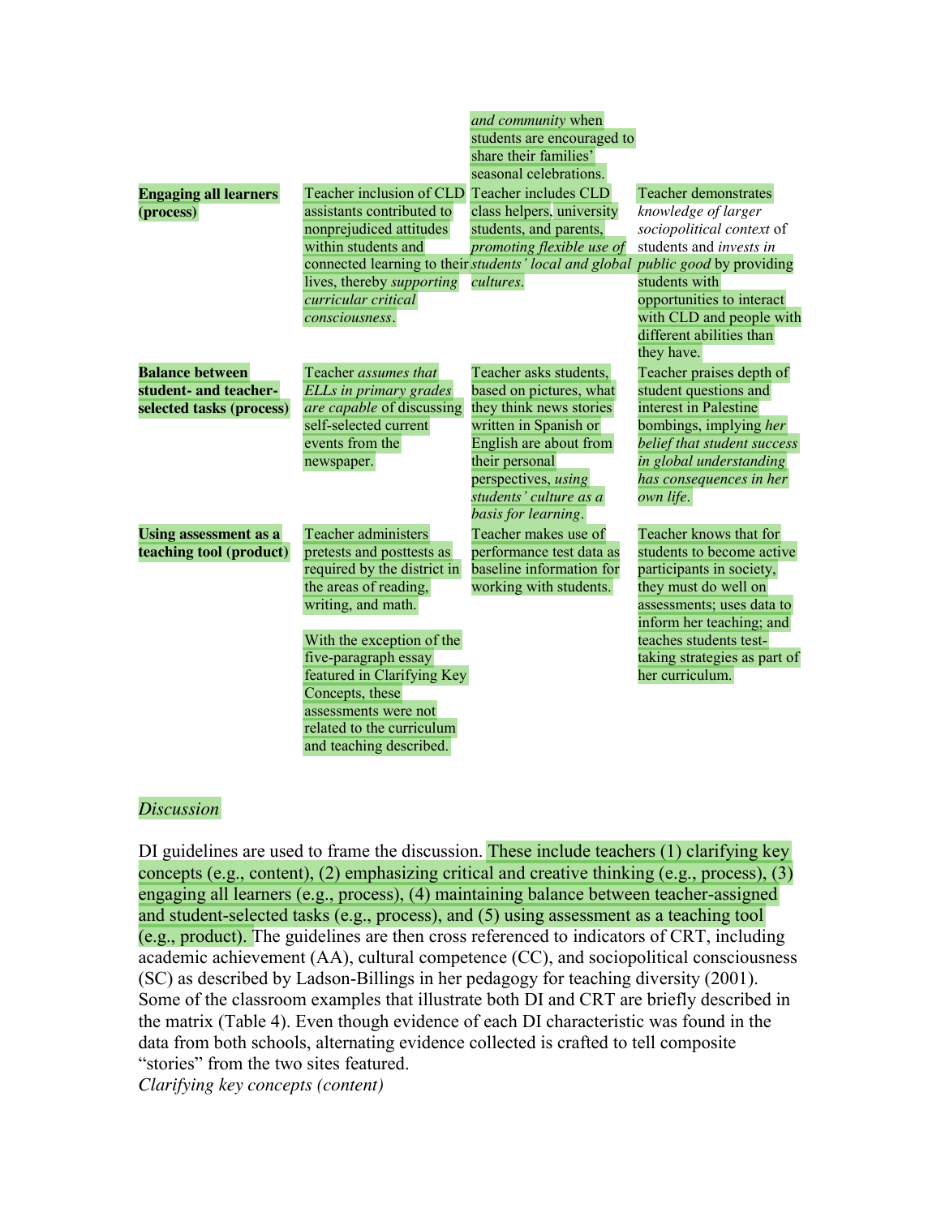| | | | |
|---|---|---|---|
| | | *and community* when students are encouraged to share their families' seasonal celebrations. | |
| **Engaging all learners (process)** | Teacher inclusion of CLD assistants contributed to nonprejudiced attitudes within students and connected learning to their lives, thereby *supporting curricular critical consciousness*. | Teacher includes CLD class helpers, university students, and parents, *promoting flexible use of students' local and global cultures*. | Teacher demonstrates *knowledge of larger sociopolitical context* of students and *invests in public good* by providing students with opportunities to interact with CLD and people with different abilities than they have. |
| **Balance between student- and teacher-selected tasks (process)** | Teacher *assumes that ELLs in primary grades are capable* of discussing self-selected current events from the newspaper. | Teacher asks students, based on pictures, what they think news stories written in Spanish or English are about from their personal perspectives, *using students' culture as a basis for learning*. | Teacher praises depth of student questions and interest in Palestine bombings, implying *her belief that student success in global understanding has consequences in her own life*. |
| **Using assessment as a teaching tool (product)** | Teacher administers pretests and posttests as required by the district in the areas of reading, writing, and math.<br><br>With the exception of the five-paragraph essay featured in Clarifying Key Concepts, these assessments were not related to the curriculum and teaching described. | Teacher makes use of performance test data as baseline information for working with students. | Teacher knows that for students to become active participants in society, they must do well on assessments; uses data to inform her teaching; and teaches students test-taking strategies as part of her curriculum. |

*Discussion*

DI guidelines are used to frame the discussion. These include teachers (1) clarifying key concepts (e.g., content), (2) emphasizing critical and creative thinking (e.g., process), (3) engaging all learners (e.g., process), (4) maintaining balance between teacher-assigned and student-selected tasks (e.g., process), and (5) using assessment as a teaching tool (e.g., product). The guidelines are then cross referenced to indicators of CRT, including academic achievement (AA), cultural competence (CC), and sociopolitical consciousness (SC) as described by Ladson-Billings in her pedagogy for teaching diversity (2001). Some of the classroom examples that illustrate both DI and CRT are briefly described in the matrix (Table 4). Even though evidence of each DI characteristic was found in the data from both schools, alternating evidence collected is crafted to tell composite "stories" from the two sites featured.

*Clarifying key concepts (content)*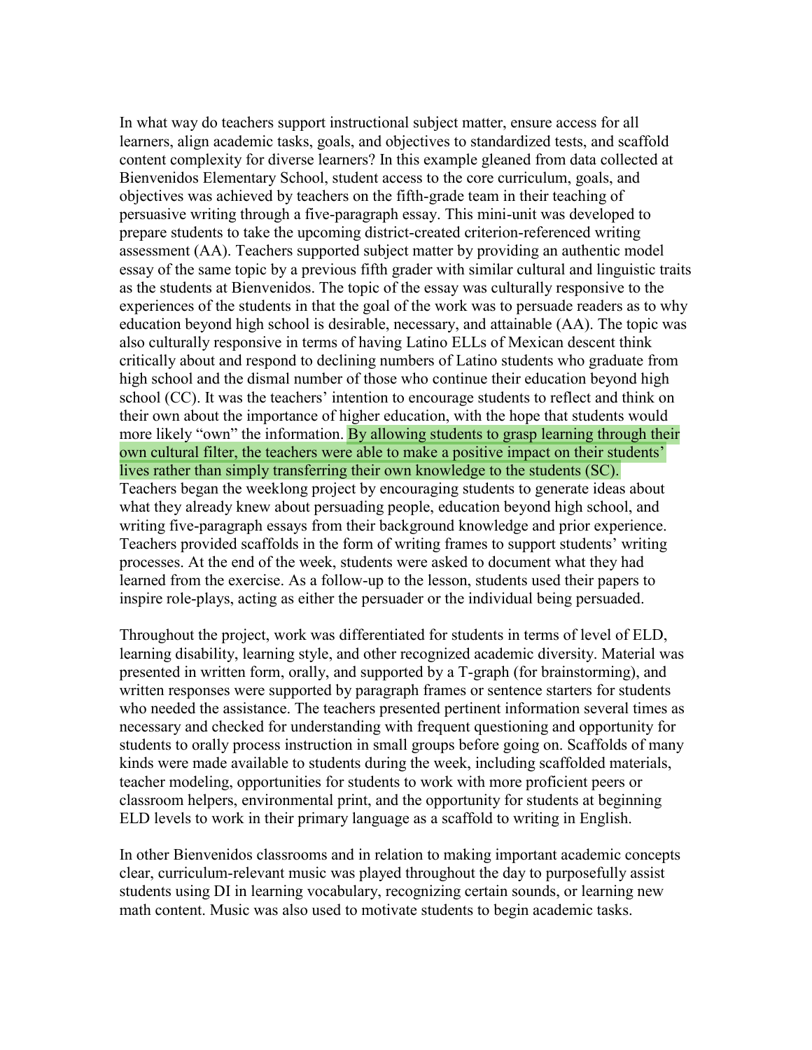In what way do teachers support instructional subject matter, ensure access for all learners, align academic tasks, goals, and objectives to standardized tests, and scaffold content complexity for diverse learners? In this example gleaned from data collected at Bienvenidos Elementary School, student access to the core curriculum, goals, and objectives was achieved by teachers on the fifth-grade team in their teaching of persuasive writing through a five-paragraph essay. This mini-unit was developed to prepare students to take the upcoming district-created criterion-referenced writing assessment (AA). Teachers supported subject matter by providing an authentic model essay of the same topic by a previous fifth grader with similar cultural and linguistic traits as the students at Bienvenidos. The topic of the essay was culturally responsive to the experiences of the students in that the goal of the work was to persuade readers as to why education beyond high school is desirable, necessary, and attainable (AA). The topic was also culturally responsive in terms of having Latino ELLs of Mexican descent think critically about and respond to declining numbers of Latino students who graduate from high school and the dismal number of those who continue their education beyond high school (CC). It was the teachers' intention to encourage students to reflect and think on their own about the importance of higher education, with the hope that students would more likely "own" the information. By allowing students to grasp learning through their own cultural filter, the teachers were able to make a positive impact on their students' lives rather than simply transferring their own knowledge to the students (SC). Teachers began the weeklong project by encouraging students to generate ideas about what they already knew about persuading people, education beyond high school, and writing five-paragraph essays from their background knowledge and prior experience. Teachers provided scaffolds in the form of writing frames to support students' writing processes. At the end of the week, students were asked to document what they had learned from the exercise. As a follow-up to the lesson, students used their papers to inspire role-plays, acting as either the persuader or the individual being persuaded.

Throughout the project, work was differentiated for students in terms of level of ELD, learning disability, learning style, and other recognized academic diversity. Material was presented in written form, orally, and supported by a T-graph (for brainstorming), and written responses were supported by paragraph frames or sentence starters for students who needed the assistance. The teachers presented pertinent information several times as necessary and checked for understanding with frequent questioning and opportunity for students to orally process instruction in small groups before going on. Scaffolds of many kinds were made available to students during the week, including scaffolded materials, teacher modeling, opportunities for students to work with more proficient peers or classroom helpers, environmental print, and the opportunity for students at beginning ELD levels to work in their primary language as a scaffold to writing in English.

In other Bienvenidos classrooms and in relation to making important academic concepts clear, curriculum-relevant music was played throughout the day to purposefully assist students using DI in learning vocabulary, recognizing certain sounds, or learning new math content. Music was also used to motivate students to begin academic tasks.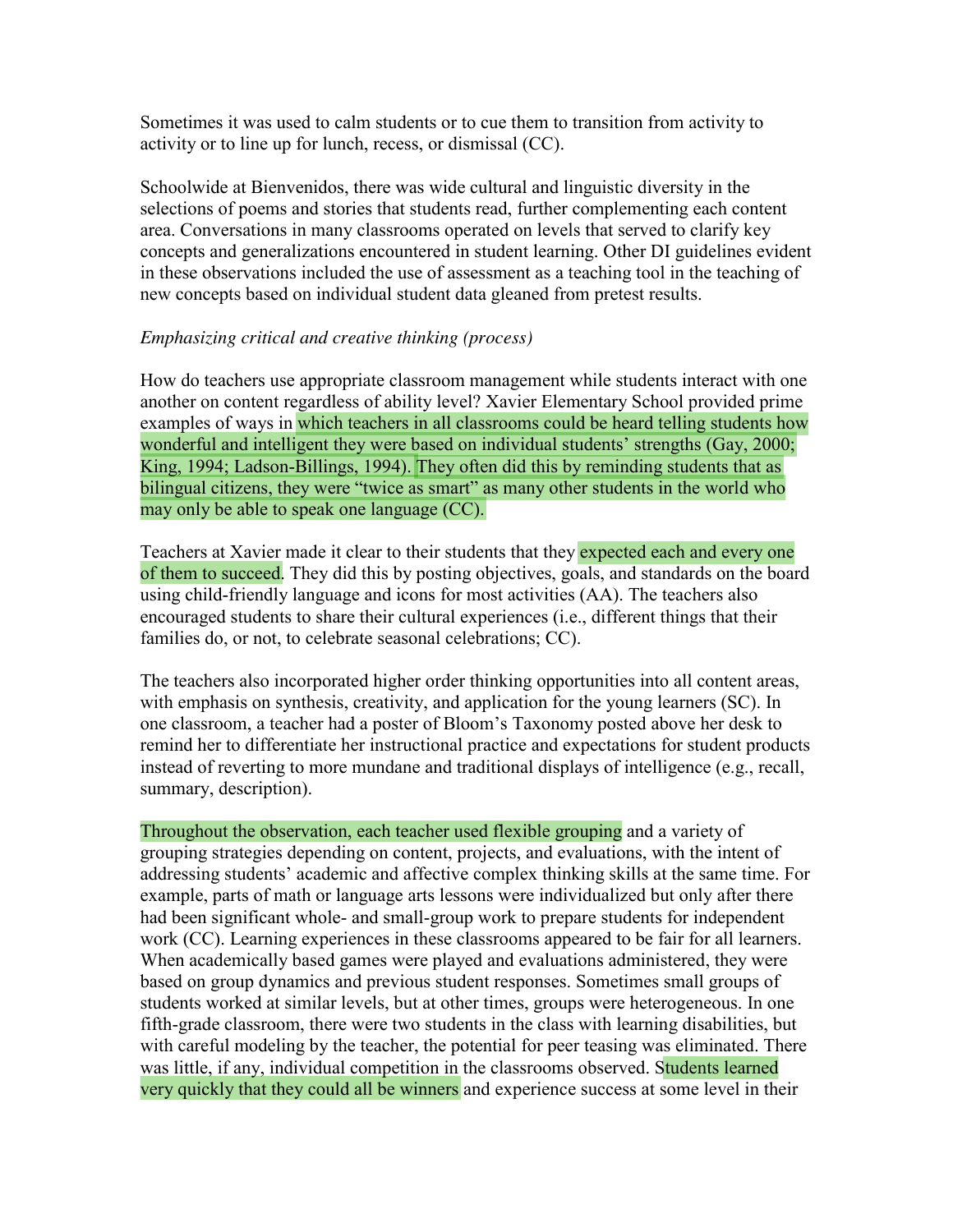Sometimes it was used to calm students or to cue them to transition from activity to activity or to line up for lunch, recess, or dismissal (CC).

Schoolwide at Bienvenidos, there was wide cultural and linguistic diversity in the selections of poems and stories that students read, further complementing each content area. Conversations in many classrooms operated on levels that served to clarify key concepts and generalizations encountered in student learning. Other DI guidelines evident in these observations included the use of assessment as a teaching tool in the teaching of new concepts based on individual student data gleaned from pretest results.

*Emphasizing critical and creative thinking (process)*

How do teachers use appropriate classroom management while students interact with one another on content regardless of ability level? Xavier Elementary School provided prime examples of ways in which teachers in all classrooms could be heard telling students how wonderful and intelligent they were based on individual students' strengths (Gay, 2000; King, 1994; Ladson-Billings, 1994). They often did this by reminding students that as bilingual citizens, they were "twice as smart" as many other students in the world who may only be able to speak one language (CC).

Teachers at Xavier made it clear to their students that they expected each and every one of them to succeed. They did this by posting objectives, goals, and standards on the board using child-friendly language and icons for most activities (AA). The teachers also encouraged students to share their cultural experiences (i.e., different things that their families do, or not, to celebrate seasonal celebrations; CC).

The teachers also incorporated higher order thinking opportunities into all content areas, with emphasis on synthesis, creativity, and application for the young learners (SC). In one classroom, a teacher had a poster of Bloom's Taxonomy posted above her desk to remind her to differentiate her instructional practice and expectations for student products instead of reverting to more mundane and traditional displays of intelligence (e.g., recall, summary, description).

Throughout the observation, each teacher used flexible grouping and a variety of grouping strategies depending on content, projects, and evaluations, with the intent of addressing students' academic and affective complex thinking skills at the same time. For example, parts of math or language arts lessons were individualized but only after there had been significant whole- and small-group work to prepare students for independent work (CC). Learning experiences in these classrooms appeared to be fair for all learners. When academically based games were played and evaluations administered, they were based on group dynamics and previous student responses. Sometimes small groups of students worked at similar levels, but at other times, groups were heterogeneous. In one fifth-grade classroom, there were two students in the class with learning disabilities, but with careful modeling by the teacher, the potential for peer teasing was eliminated. There was little, if any, individual competition in the classrooms observed. Students learned very quickly that they could all be winners and experience success at some level in their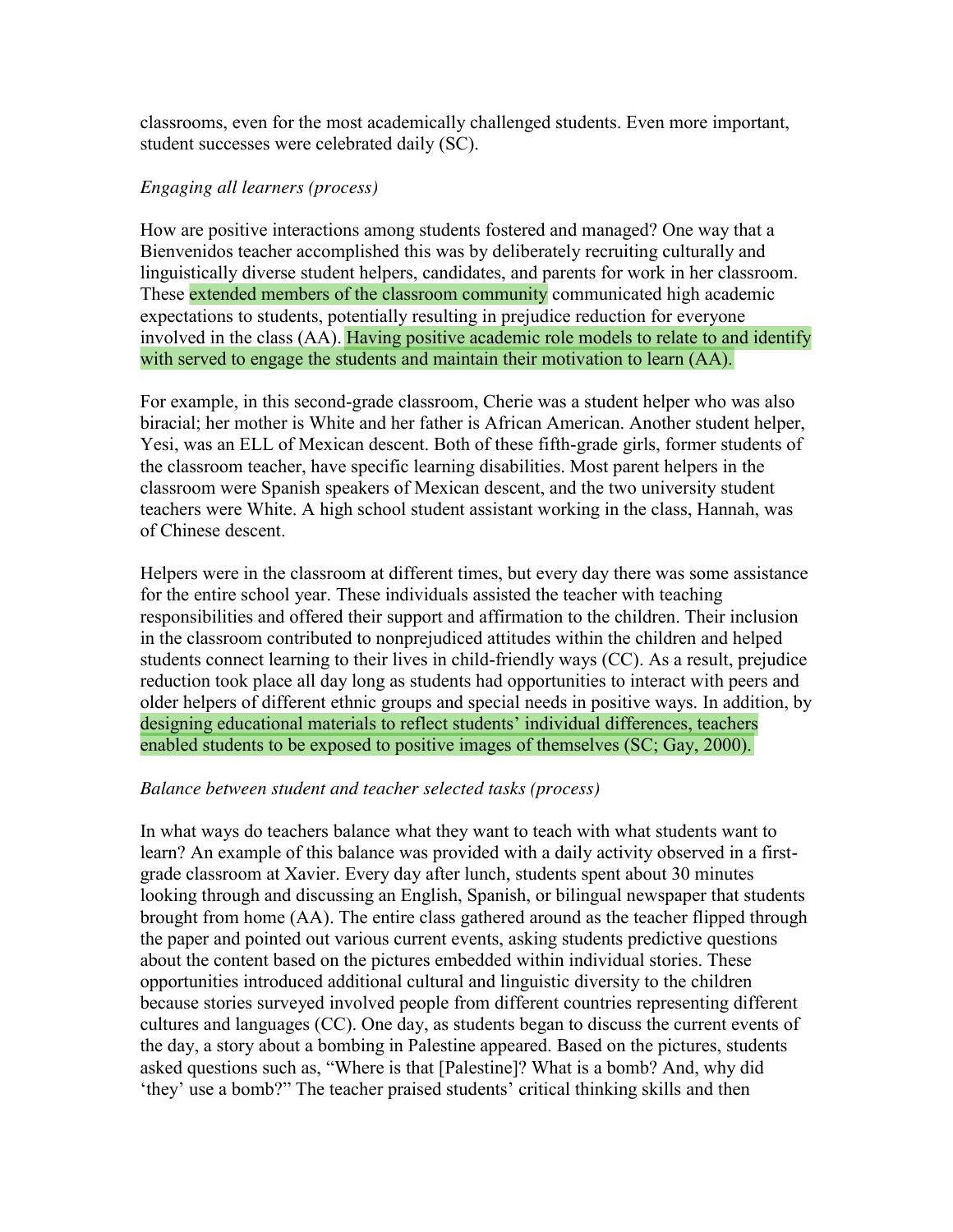classrooms, even for the most academically challenged students. Even more important, student successes were celebrated daily (SC).

*Engaging all learners (process)*

How are positive interactions among students fostered and managed? One way that a Bienvenidos teacher accomplished this was by deliberately recruiting culturally and linguistically diverse student helpers, candidates, and parents for work in her classroom. These extended members of the classroom community communicated high academic expectations to students, potentially resulting in prejudice reduction for everyone involved in the class (AA). Having positive academic role models to relate to and identify with served to engage the students and maintain their motivation to learn (AA).

For example, in this second-grade classroom, Cherie was a student helper who was also biracial; her mother is White and her father is African American. Another student helper, Yesi, was an ELL of Mexican descent. Both of these fifth-grade girls, former students of the classroom teacher, have specific learning disabilities. Most parent helpers in the classroom were Spanish speakers of Mexican descent, and the two university student teachers were White. A high school student assistant working in the class, Hannah, was of Chinese descent.

Helpers were in the classroom at different times, but every day there was some assistance for the entire school year. These individuals assisted the teacher with teaching responsibilities and offered their support and affirmation to the children. Their inclusion in the classroom contributed to nonprejudiced attitudes within the children and helped students connect learning to their lives in child-friendly ways (CC). As a result, prejudice reduction took place all day long as students had opportunities to interact with peers and older helpers of different ethnic groups and special needs in positive ways. In addition, by designing educational materials to reflect students' individual differences, teachers enabled students to be exposed to positive images of themselves (SC; Gay, 2000).

*Balance between student and teacher selected tasks (process)*

In what ways do teachers balance what they want to teach with what students want to learn? An example of this balance was provided with a daily activity observed in a first-grade classroom at Xavier. Every day after lunch, students spent about 30 minutes looking through and discussing an English, Spanish, or bilingual newspaper that students brought from home (AA). The entire class gathered around as the teacher flipped through the paper and pointed out various current events, asking students predictive questions about the content based on the pictures embedded within individual stories. These opportunities introduced additional cultural and linguistic diversity to the children because stories surveyed involved people from different countries representing different cultures and languages (CC). One day, as students began to discuss the current events of the day, a story about a bombing in Palestine appeared. Based on the pictures, students asked questions such as, "Where is that [Palestine]? What is a bomb? And, why did 'they' use a bomb?" The teacher praised students' critical thinking skills and then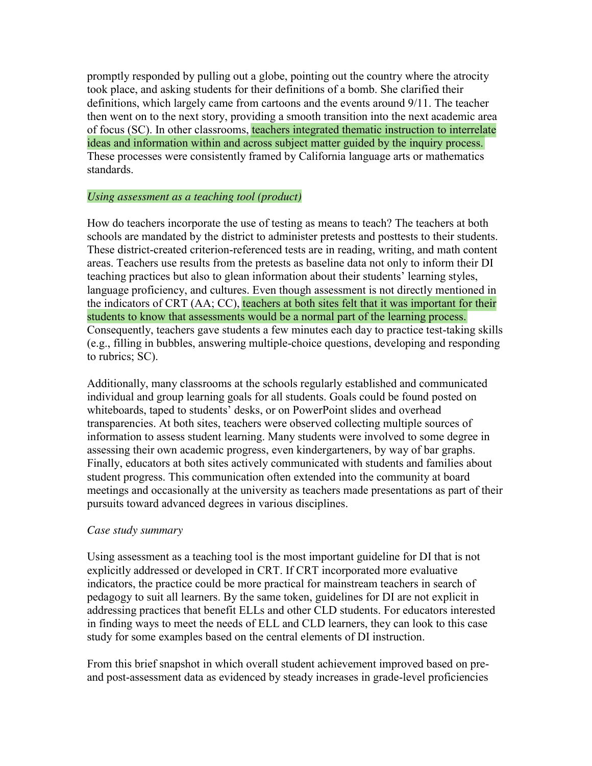promptly responded by pulling out a globe, pointing out the country where the atrocity took place, and asking students for their definitions of a bomb. She clarified their definitions, which largely came from cartoons and the events around 9/11. The teacher then went on to the next story, providing a smooth transition into the next academic area of focus (SC). In other classrooms, teachers integrated thematic instruction to interrelate ideas and information within and across subject matter guided by the inquiry process. These processes were consistently framed by California language arts or mathematics standards.

*Using assessment as a teaching tool (product)*

How do teachers incorporate the use of testing as means to teach? The teachers at both schools are mandated by the district to administer pretests and posttests to their students. These district-created criterion-referenced tests are in reading, writing, and math content areas. Teachers use results from the pretests as baseline data not only to inform their DI teaching practices but also to glean information about their students' learning styles, language proficiency, and cultures. Even though assessment is not directly mentioned in the indicators of CRT (AA; CC), teachers at both sites felt that it was important for their students to know that assessments would be a normal part of the learning process. Consequently, teachers gave students a few minutes each day to practice test-taking skills (e.g., filling in bubbles, answering multiple-choice questions, developing and responding to rubrics; SC).

Additionally, many classrooms at the schools regularly established and communicated individual and group learning goals for all students. Goals could be found posted on whiteboards, taped to students' desks, or on PowerPoint slides and overhead transparencies. At both sites, teachers were observed collecting multiple sources of information to assess student learning. Many students were involved to some degree in assessing their own academic progress, even kindergarteners, by way of bar graphs. Finally, educators at both sites actively communicated with students and families about student progress. This communication often extended into the community at board meetings and occasionally at the university as teachers made presentations as part of their pursuits toward advanced degrees in various disciplines.

*Case study summary*

Using assessment as a teaching tool is the most important guideline for DI that is not explicitly addressed or developed in CRT. If CRT incorporated more evaluative indicators, the practice could be more practical for mainstream teachers in search of pedagogy to suit all learners. By the same token, guidelines for DI are not explicit in addressing practices that benefit ELLs and other CLD students. For educators interested in finding ways to meet the needs of ELL and CLD learners, they can look to this case study for some examples based on the central elements of DI instruction.

From this brief snapshot in which overall student achievement improved based on pre- and post-assessment data as evidenced by steady increases in grade-level proficiencies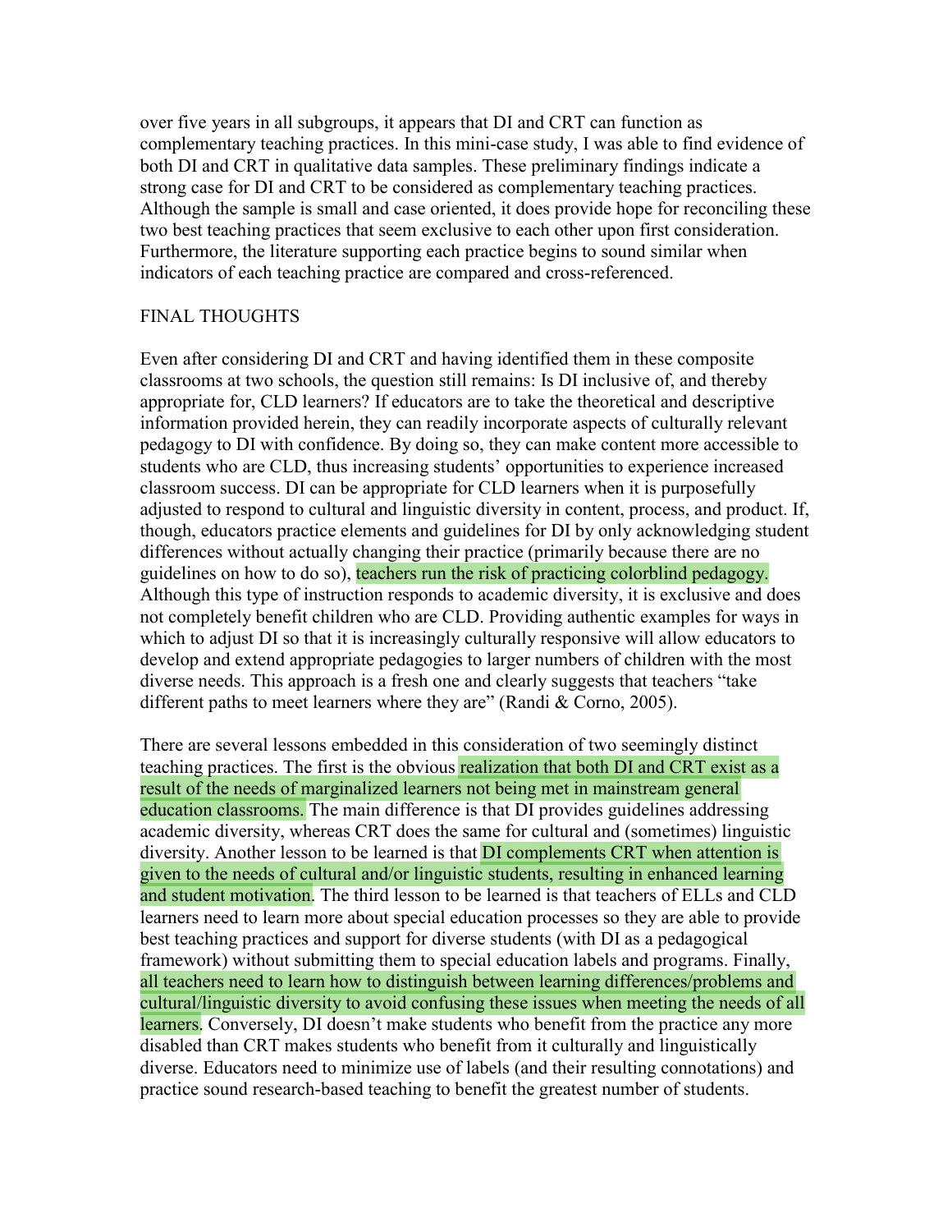over five years in all subgroups, it appears that DI and CRT can function as complementary teaching practices. In this mini-case study, I was able to find evidence of both DI and CRT in qualitative data samples. These preliminary findings indicate a strong case for DI and CRT to be considered as complementary teaching practices. Although the sample is small and case oriented, it does provide hope for reconciling these two best teaching practices that seem exclusive to each other upon first consideration. Furthermore, the literature supporting each practice begins to sound similar when indicators of each teaching practice are compared and cross-referenced.

## FINAL THOUGHTS

Even after considering DI and CRT and having identified them in these composite classrooms at two schools, the question still remains: Is DI inclusive of, and thereby appropriate for, CLD learners? If educators are to take the theoretical and descriptive information provided herein, they can readily incorporate aspects of culturally relevant pedagogy to DI with confidence. By doing so, they can make content more accessible to students who are CLD, thus increasing students' opportunities to experience increased classroom success. DI can be appropriate for CLD learners when it is purposefully adjusted to respond to cultural and linguistic diversity in content, process, and product. If, though, educators practice elements and guidelines for DI by only acknowledging student differences without actually changing their practice (primarily because there are no guidelines on how to do so), teachers run the risk of practicing colorblind pedagogy. Although this type of instruction responds to academic diversity, it is exclusive and does not completely benefit children who are CLD. Providing authentic examples for ways in which to adjust DI so that it is increasingly culturally responsive will allow educators to develop and extend appropriate pedagogies to larger numbers of children with the most diverse needs. This approach is a fresh one and clearly suggests that teachers "take different paths to meet learners where they are" (Randi & Corno, 2005).

There are several lessons embedded in this consideration of two seemingly distinct teaching practices. The first is the obvious realization that both DI and CRT exist as a result of the needs of marginalized learners not being met in mainstream general education classrooms. The main difference is that DI provides guidelines addressing academic diversity, whereas CRT does the same for cultural and (sometimes) linguistic diversity. Another lesson to be learned is that DI complements CRT when attention is given to the needs of cultural and/or linguistic students, resulting in enhanced learning and student motivation. The third lesson to be learned is that teachers of ELLs and CLD learners need to learn more about special education processes so they are able to provide best teaching practices and support for diverse students (with DI as a pedagogical framework) without submitting them to special education labels and programs. Finally, all teachers need to learn how to distinguish between learning differences/problems and cultural/linguistic diversity to avoid confusing these issues when meeting the needs of all learners. Conversely, DI doesn't make students who benefit from the practice any more disabled than CRT makes students who benefit from it culturally and linguistically diverse. Educators need to minimize use of labels (and their resulting connotations) and practice sound research-based teaching to benefit the greatest number of students.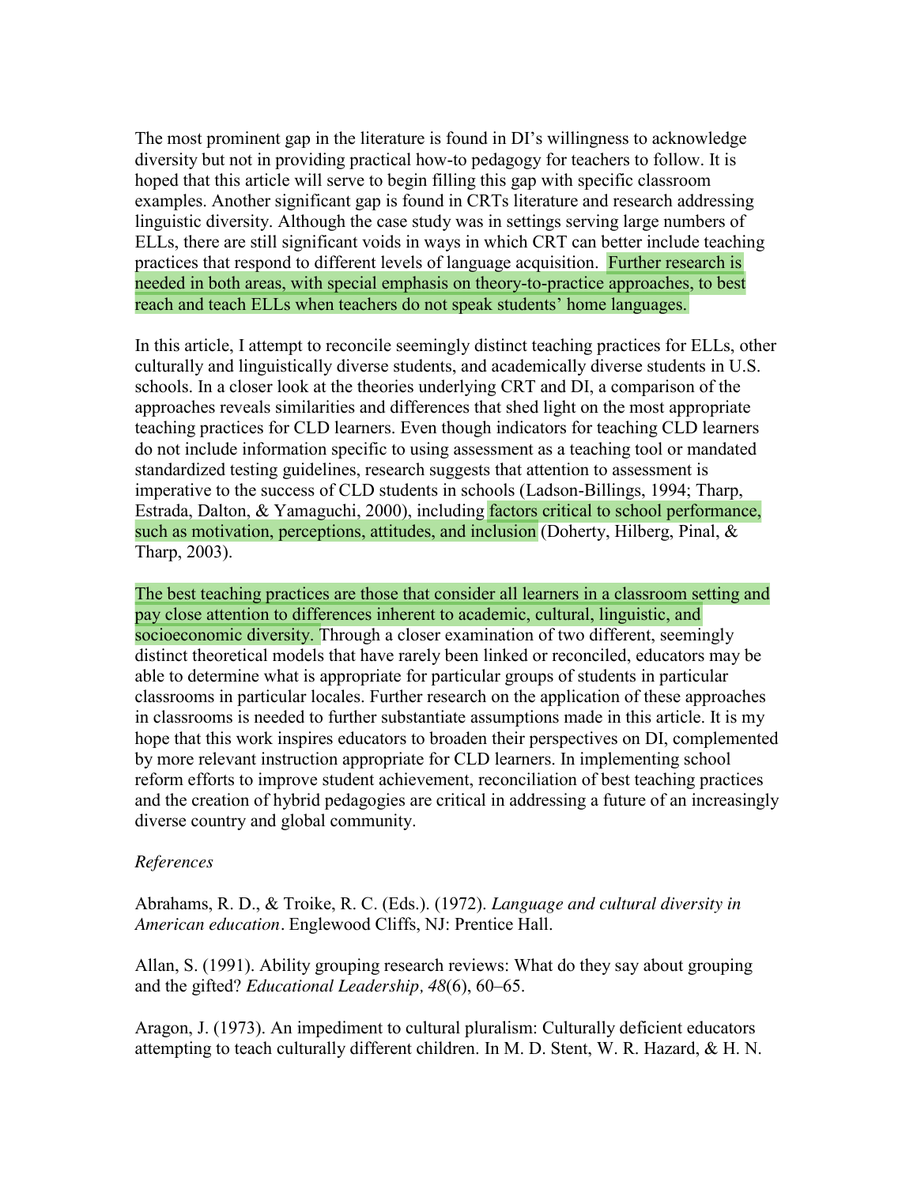The most prominent gap in the literature is found in DI's willingness to acknowledge diversity but not in providing practical how-to pedagogy for teachers to follow. It is hoped that this article will serve to begin filling this gap with specific classroom examples. Another significant gap is found in CRTs literature and research addressing linguistic diversity. Although the case study was in settings serving large numbers of ELLs, there are still significant voids in ways in which CRT can better include teaching practices that respond to different levels of language acquisition. Further research is needed in both areas, with special emphasis on theory-to-practice approaches, to best reach and teach ELLs when teachers do not speak students' home languages.

In this article, I attempt to reconcile seemingly distinct teaching practices for ELLs, other culturally and linguistically diverse students, and academically diverse students in U.S. schools. In a closer look at the theories underlying CRT and DI, a comparison of the approaches reveals similarities and differences that shed light on the most appropriate teaching practices for CLD learners. Even though indicators for teaching CLD learners do not include information specific to using assessment as a teaching tool or mandated standardized testing guidelines, research suggests that attention to assessment is imperative to the success of CLD students in schools (Ladson-Billings, 1994; Tharp, Estrada, Dalton, & Yamaguchi, 2000), including factors critical to school performance, such as motivation, perceptions, attitudes, and inclusion (Doherty, Hilberg, Pinal, & Tharp, 2003).

The best teaching practices are those that consider all learners in a classroom setting and pay close attention to differences inherent to academic, cultural, linguistic, and socioeconomic diversity. Through a closer examination of two different, seemingly distinct theoretical models that have rarely been linked or reconciled, educators may be able to determine what is appropriate for particular groups of students in particular classrooms in particular locales. Further research on the application of these approaches in classrooms is needed to further substantiate assumptions made in this article. It is my hope that this work inspires educators to broaden their perspectives on DI, complemented by more relevant instruction appropriate for CLD learners. In implementing school reform efforts to improve student achievement, reconciliation of best teaching practices and the creation of hybrid pedagogies are critical in addressing a future of an increasingly diverse country and global community.

*References*

Abrahams, R. D., & Troike, R. C. (Eds.). (1972). *Language and cultural diversity in American education*. Englewood Cliffs, NJ: Prentice Hall.

Allan, S. (1991). Ability grouping research reviews: What do they say about grouping and the gifted? *Educational Leadership, 48*(6), 60–65.

Aragon, J. (1973). An impediment to cultural pluralism: Culturally deficient educators attempting to teach culturally different children. In M. D. Stent, W. R. Hazard, & H. N.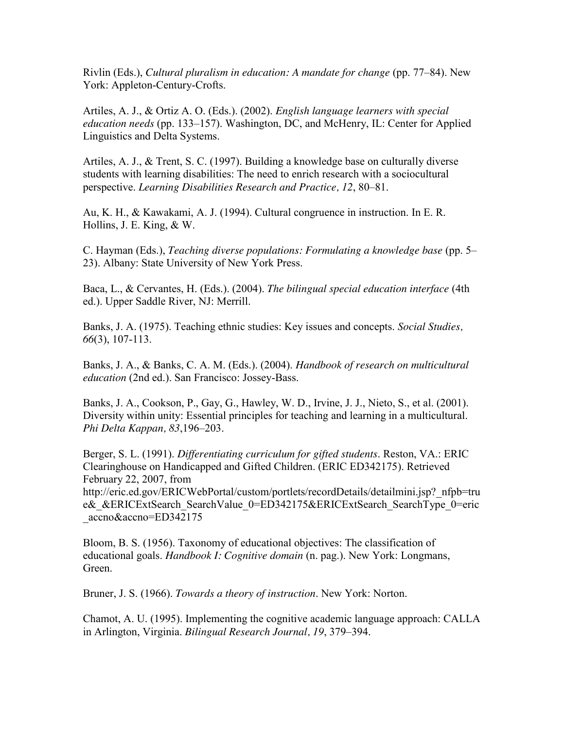Rivlin (Eds.), *Cultural pluralism in education: A mandate for change* (pp. 77–84). New York: Appleton-Century-Crofts.

Artiles, A. J., & Ortiz A. O. (Eds.). (2002). *English language learners with special education needs* (pp. 133–157). Washington, DC, and McHenry, IL: Center for Applied Linguistics and Delta Systems.

Artiles, A. J., & Trent, S. C. (1997). Building a knowledge base on culturally diverse students with learning disabilities: The need to enrich research with a sociocultural perspective. *Learning Disabilities Research and Practice, 12*, 80–81.

Au, K. H., & Kawakami, A. J. (1994). Cultural congruence in instruction. In E. R. Hollins, J. E. King, & W.

C. Hayman (Eds.), *Teaching diverse populations: Formulating a knowledge base* (pp. 5–23). Albany: State University of New York Press.

Baca, L., & Cervantes, H. (Eds.). (2004). *The bilingual special education interface* (4th ed.). Upper Saddle River, NJ: Merrill.

Banks, J. A. (1975). Teaching ethnic studies: Key issues and concepts. *Social Studies, 66*(3), 107-113.

Banks, J. A., & Banks, C. A. M. (Eds.). (2004). *Handbook of research on multicultural education* (2nd ed.). San Francisco: Jossey-Bass.

Banks, J. A., Cookson, P., Gay, G., Hawley, W. D., Irvine, J. J., Nieto, S., et al. (2001). Diversity within unity: Essential principles for teaching and learning in a multicultural. *Phi Delta Kappan, 83*,196–203.

Berger, S. L. (1991). *Differentiating curriculum for gifted students*. Reston, VA.: ERIC Clearinghouse on Handicapped and Gifted Children. (ERIC ED342175). Retrieved February 22, 2007, from http://eric.ed.gov/ERICWebPortal/custom/portlets/recordDetails/detailmini.jsp?_nfpb=true&_&ERICExtSearch_SearchValue_0=ED342175&ERICExtSearch_SearchType_0=eric_accno&accno=ED342175

Bloom, B. S. (1956). Taxonomy of educational objectives: The classification of educational goals. *Handbook I: Cognitive domain* (n. pag.). New York: Longmans, Green.

Bruner, J. S. (1966). *Towards a theory of instruction*. New York: Norton.

Chamot, A. U. (1995). Implementing the cognitive academic language approach: CALLA in Arlington, Virginia. *Bilingual Research Journal, 19*, 379–394.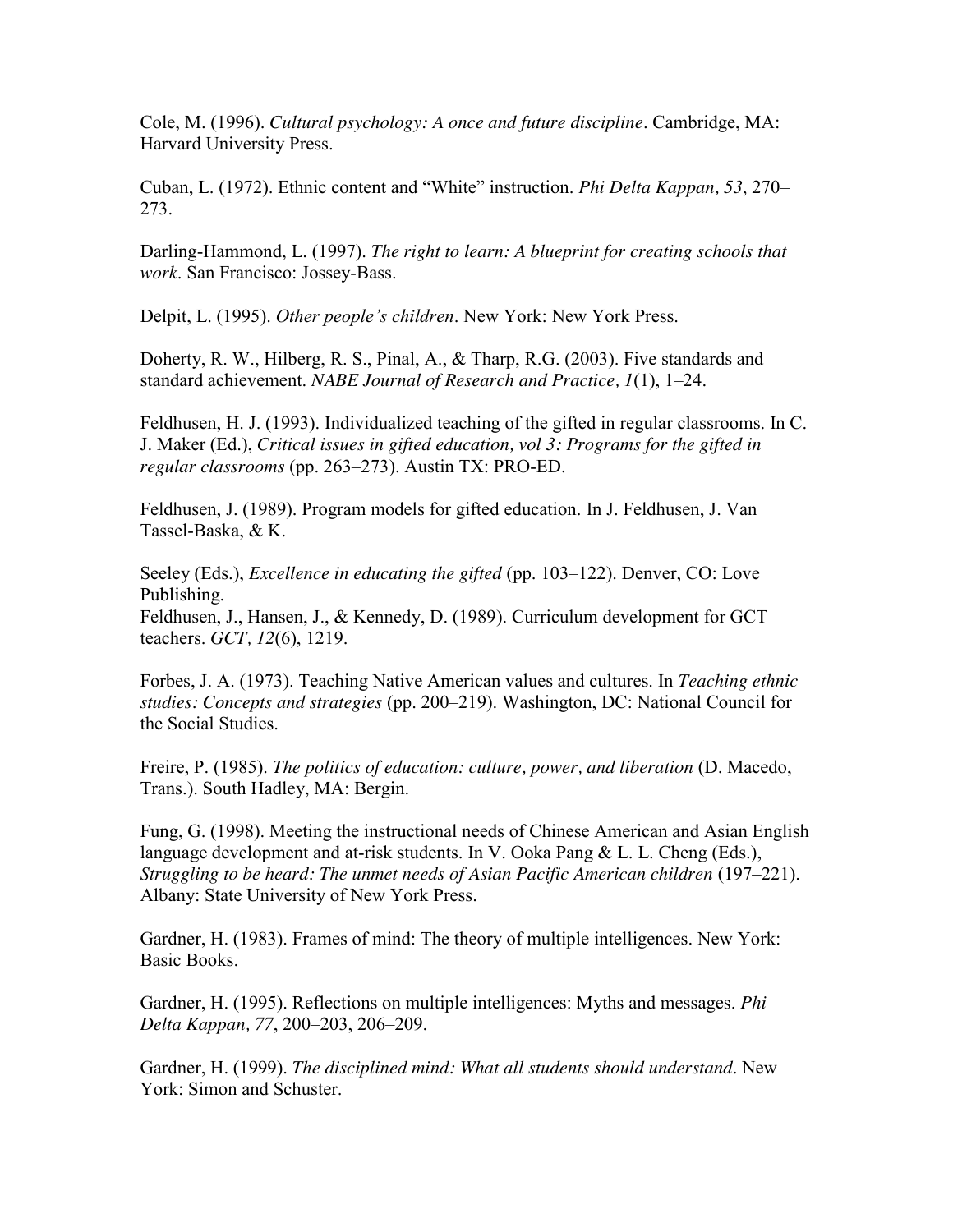Cole, M. (1996). *Cultural psychology: A once and future discipline*. Cambridge, MA: Harvard University Press.

Cuban, L. (1972). Ethnic content and "White" instruction. *Phi Delta Kappan, 53*, 270–273.

Darling-Hammond, L. (1997). *The right to learn: A blueprint for creating schools that work*. San Francisco: Jossey-Bass.

Delpit, L. (1995). *Other people's children*. New York: New York Press.

Doherty, R. W., Hilberg, R. S., Pinal, A., & Tharp, R.G. (2003). Five standards and standard achievement. *NABE Journal of Research and Practice, 1*(1), 1–24.

Feldhusen, H. J. (1993). Individualized teaching of the gifted in regular classrooms. In C. J. Maker (Ed.), *Critical issues in gifted education, vol 3: Programs for the gifted in regular classrooms* (pp. 263–273). Austin TX: PRO-ED.

Feldhusen, J. (1989). Program models for gifted education. In J. Feldhusen, J. Van Tassel-Baska, & K.

Seeley (Eds.), *Excellence in educating the gifted* (pp. 103–122). Denver, CO: Love Publishing.
Feldhusen, J., Hansen, J., & Kennedy, D. (1989). Curriculum development for GCT teachers. *GCT, 12*(6), 1219.

Forbes, J. A. (1973). Teaching Native American values and cultures. In *Teaching ethnic studies: Concepts and strategies* (pp. 200–219). Washington, DC: National Council for the Social Studies.

Freire, P. (1985). *The politics of education: culture, power, and liberation* (D. Macedo, Trans.). South Hadley, MA: Bergin.

Fung, G. (1998). Meeting the instructional needs of Chinese American and Asian English language development and at-risk students. In V. Ooka Pang & L. L. Cheng (Eds.), *Struggling to be heard: The unmet needs of Asian Pacific American children* (197–221). Albany: State University of New York Press.

Gardner, H. (1983). Frames of mind: The theory of multiple intelligences. New York: Basic Books.

Gardner, H. (1995). Reflections on multiple intelligences: Myths and messages. *Phi Delta Kappan, 77*, 200–203, 206–209.

Gardner, H. (1999). *The disciplined mind: What all students should understand*. New York: Simon and Schuster.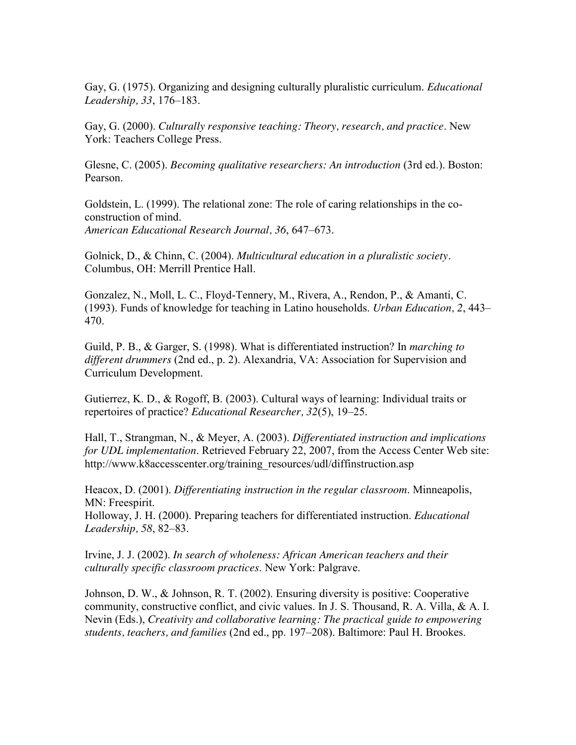Gay, G. (1975). Organizing and designing culturally pluralistic curriculum. *Educational Leadership, 33*, 176–183.

Gay, G. (2000). *Culturally responsive teaching: Theory, research, and practice*. New York: Teachers College Press.

Glesne, C. (2005). *Becoming qualitative researchers: An introduction* (3rd ed.). Boston: Pearson.

Goldstein, L. (1999). The relational zone: The role of caring relationships in the co-construction of mind.
*American Educational Research Journal, 36*, 647–673.

Golnick, D., & Chinn, C. (2004). *Multicultural education in a pluralistic society*. Columbus, OH: Merrill Prentice Hall.

Gonzalez, N., Moll, L. C., Floyd-Tennery, M., Rivera, A., Rendon, P., & Amanti, C. (1993). Funds of knowledge for teaching in Latino households. *Urban Education, 2*, 443–470.

Guild, P. B., & Garger, S. (1998). What is differentiated instruction? In *marching to different drummers* (2nd ed., p. 2). Alexandria, VA: Association for Supervision and Curriculum Development.

Gutierrez, K. D., & Rogoff, B. (2003). Cultural ways of learning: Individual traits or repertoires of practice? *Educational Researcher, 32*(5), 19–25.

Hall, T., Strangman, N., & Meyer, A. (2003). *Differentiated instruction and implications for UDL implementation*. Retrieved February 22, 2007, from the Access Center Web site: http://www.k8accesscenter.org/training_resources/udl/diffinstruction.asp

Heacox, D. (2001). *Differentiating instruction in the regular classroom*. Minneapolis, MN: Freespirit.
Holloway, J. H. (2000). Preparing teachers for differentiated instruction. *Educational Leadership, 58*, 82–83.

Irvine, J. J. (2002). *In search of wholeness: African American teachers and their culturally specific classroom practices*. New York: Palgrave.

Johnson, D. W., & Johnson, R. T. (2002). Ensuring diversity is positive: Cooperative community, constructive conflict, and civic values. In J. S. Thousand, R. A. Villa, & A. I. Nevin (Eds.), *Creativity and collaborative learning: The practical guide to empowering students, teachers, and families* (2nd ed., pp. 197–208). Baltimore: Paul H. Brookes.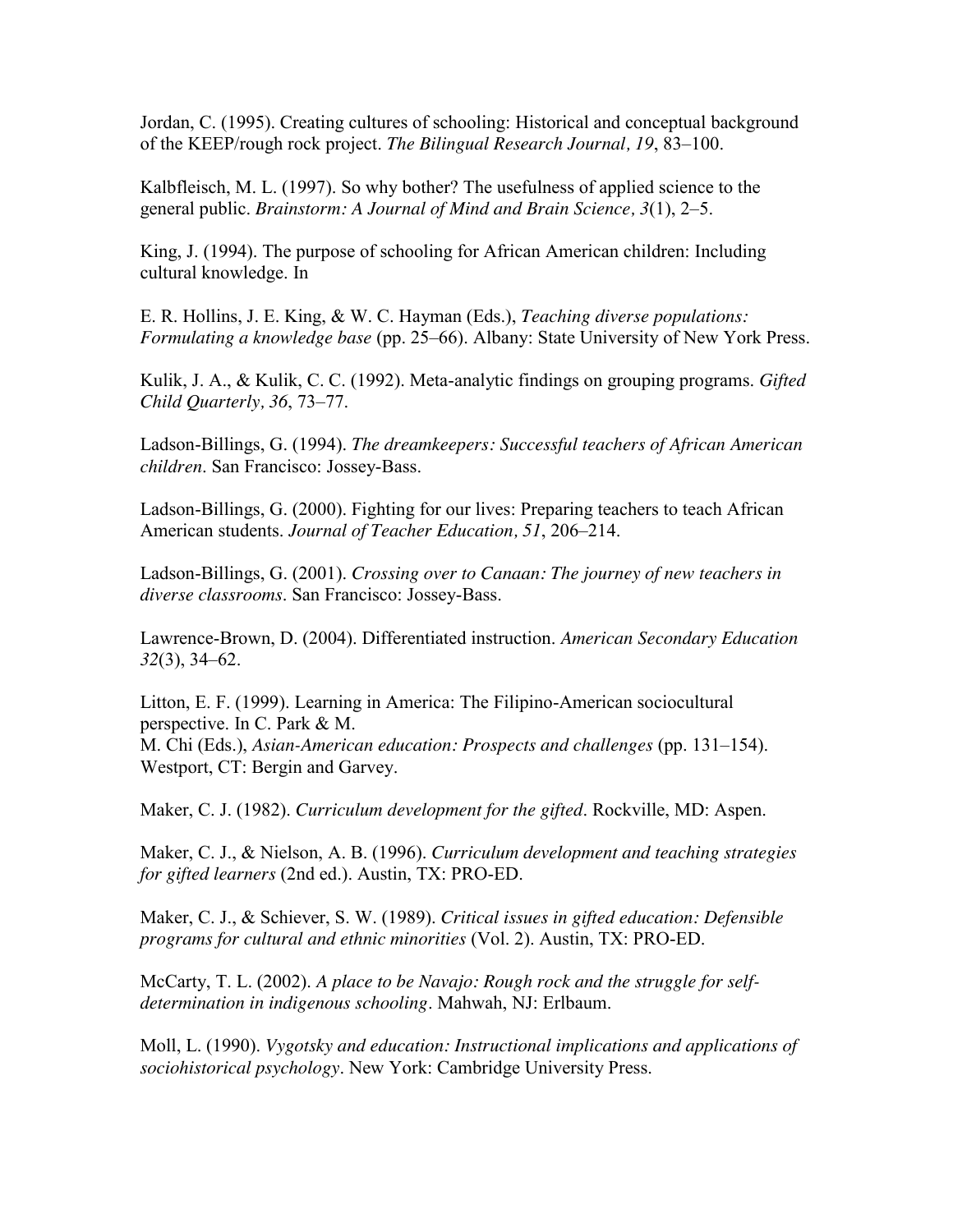Jordan, C. (1995). Creating cultures of schooling: Historical and conceptual background of the KEEP/rough rock project. *The Bilingual Research Journal, 19*, 83–100.

Kalbfleisch, M. L. (1997). So why bother? The usefulness of applied science to the general public. *Brainstorm: A Journal of Mind and Brain Science, 3*(1), 2–5.

King, J. (1994). The purpose of schooling for African American children: Including cultural knowledge. In

E. R. Hollins, J. E. King, & W. C. Hayman (Eds.), *Teaching diverse populations: Formulating a knowledge base* (pp. 25–66). Albany: State University of New York Press.

Kulik, J. A., & Kulik, C. C. (1992). Meta-analytic findings on grouping programs. *Gifted Child Quarterly, 36*, 73–77.

Ladson-Billings, G. (1994). *The dreamkeepers: Successful teachers of African American children*. San Francisco: Jossey-Bass.

Ladson-Billings, G. (2000). Fighting for our lives: Preparing teachers to teach African American students. *Journal of Teacher Education, 51*, 206–214.

Ladson-Billings, G. (2001). *Crossing over to Canaan: The journey of new teachers in diverse classrooms*. San Francisco: Jossey-Bass.

Lawrence-Brown, D. (2004). Differentiated instruction. *American Secondary Education 32*(3), 34–62.

Litton, E. F. (1999). Learning in America: The Filipino-American sociocultural perspective. In C. Park & M.
M. Chi (Eds.), *Asian-American education: Prospects and challenges* (pp. 131–154). Westport, CT: Bergin and Garvey.

Maker, C. J. (1982). *Curriculum development for the gifted*. Rockville, MD: Aspen.

Maker, C. J., & Nielson, A. B. (1996). *Curriculum development and teaching strategies for gifted learners* (2nd ed.). Austin, TX: PRO-ED.

Maker, C. J., & Schiever, S. W. (1989). *Critical issues in gifted education: Defensible programs for cultural and ethnic minorities* (Vol. 2). Austin, TX: PRO-ED.

McCarty, T. L. (2002). *A place to be Navajo: Rough rock and the struggle for self-determination in indigenous schooling*. Mahwah, NJ: Erlbaum.

Moll, L. (1990). *Vygotsky and education: Instructional implications and applications of sociohistorical psychology*. New York: Cambridge University Press.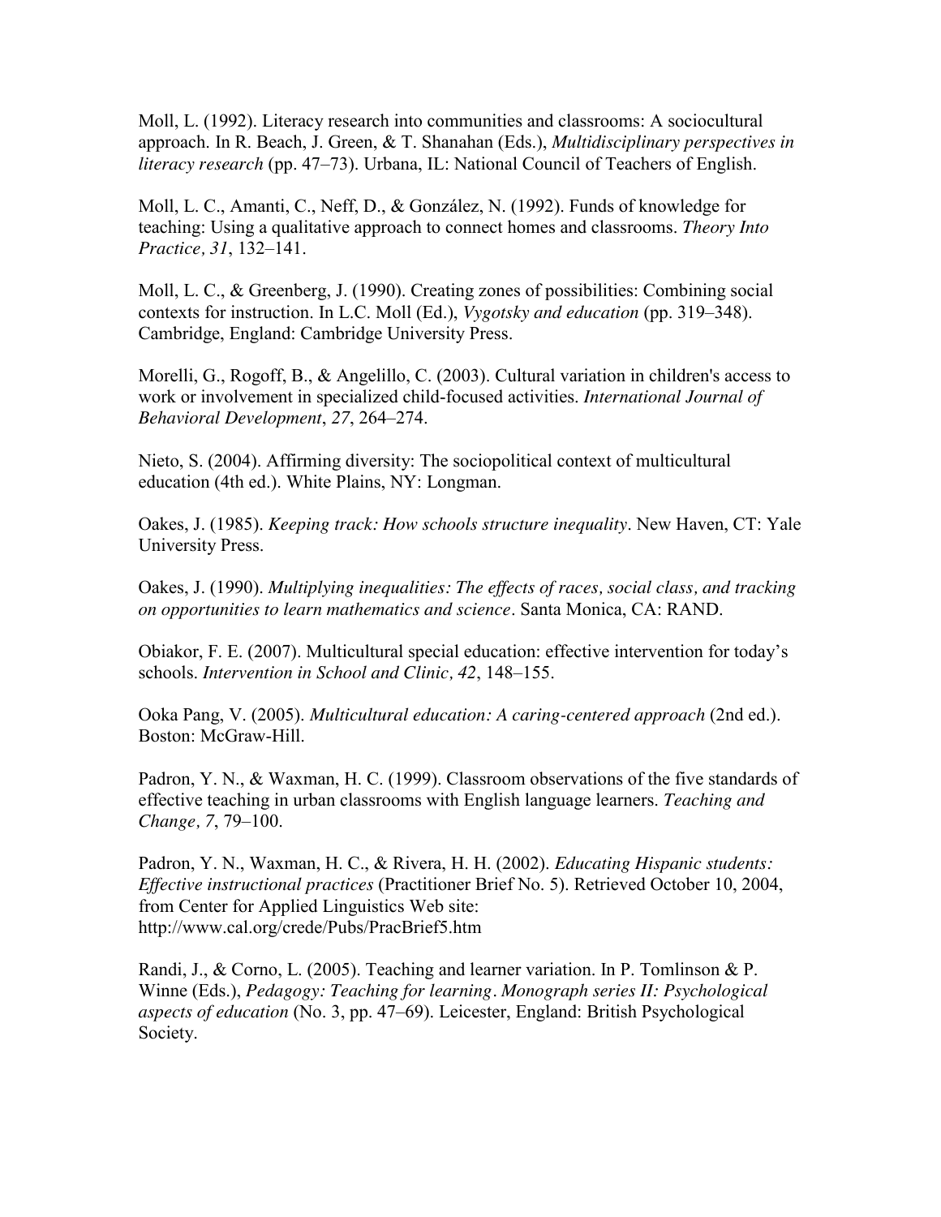Moll, L. (1992). Literacy research into communities and classrooms: A sociocultural approach. In R. Beach, J. Green, & T. Shanahan (Eds.), *Multidisciplinary perspectives in literacy research* (pp. 47–73). Urbana, IL: National Council of Teachers of English.

Moll, L. C., Amanti, C., Neff, D., & González, N. (1992). Funds of knowledge for teaching: Using a qualitative approach to connect homes and classrooms. *Theory Into Practice, 31*, 132–141.

Moll, L. C., & Greenberg, J. (1990). Creating zones of possibilities: Combining social contexts for instruction. In L.C. Moll (Ed.), *Vygotsky and education* (pp. 319–348). Cambridge, England: Cambridge University Press.

Morelli, G., Rogoff, B., & Angelillo, C. (2003). Cultural variation in children's access to work or involvement in specialized child-focused activities. *International Journal of Behavioral Development*, *27*, 264–274.

Nieto, S. (2004). Affirming diversity: The sociopolitical context of multicultural education (4th ed.). White Plains, NY: Longman.

Oakes, J. (1985). *Keeping track: How schools structure inequality*. New Haven, CT: Yale University Press.

Oakes, J. (1990). *Multiplying inequalities: The effects of races, social class, and tracking on opportunities to learn mathematics and science*. Santa Monica, CA: RAND.

Obiakor, F. E. (2007). Multicultural special education: effective intervention for today's schools. *Intervention in School and Clinic, 42*, 148–155.

Ooka Pang, V. (2005). *Multicultural education: A caring-centered approach* (2nd ed.). Boston: McGraw-Hill.

Padron, Y. N., & Waxman, H. C. (1999). Classroom observations of the five standards of effective teaching in urban classrooms with English language learners. *Teaching and Change, 7*, 79–100.

Padron, Y. N., Waxman, H. C., & Rivera, H. H. (2002). *Educating Hispanic students: Effective instructional practices* (Practitioner Brief No. 5). Retrieved October 10, 2004, from Center for Applied Linguistics Web site: http://www.cal.org/crede/Pubs/PracBrief5.htm

Randi, J., & Corno, L. (2005). Teaching and learner variation. In P. Tomlinson & P. Winne (Eds.), *Pedagogy: Teaching for learning*. *Monograph series II: Psychological aspects of education* (No. 3, pp. 47–69). Leicester, England: British Psychological Society.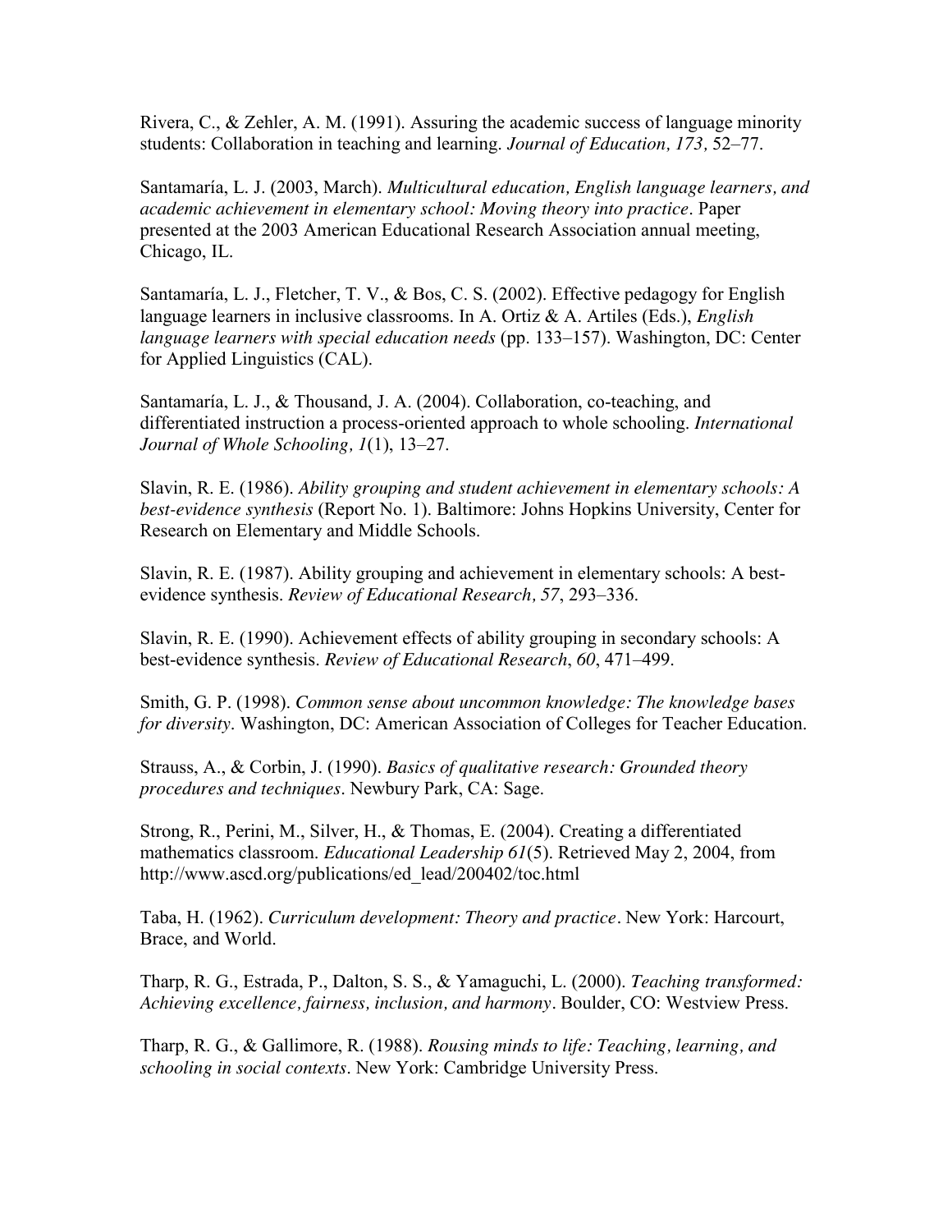Rivera, C., & Zehler, A. M. (1991). Assuring the academic success of language minority students: Collaboration in teaching and learning. *Journal of Education, 173,* 52–77.

Santamaría, L. J. (2003, March). *Multicultural education, English language learners, and academic achievement in elementary school: Moving theory into practice*. Paper presented at the 2003 American Educational Research Association annual meeting, Chicago, IL.

Santamaría, L. J., Fletcher, T. V., & Bos, C. S. (2002). Effective pedagogy for English language learners in inclusive classrooms. In A. Ortiz & A. Artiles (Eds.), *English language learners with special education needs* (pp. 133–157). Washington, DC: Center for Applied Linguistics (CAL).

Santamaría, L. J., & Thousand, J. A. (2004). Collaboration, co-teaching, and differentiated instruction a process-oriented approach to whole schooling. *International Journal of Whole Schooling, 1*(1), 13–27.

Slavin, R. E. (1986). *Ability grouping and student achievement in elementary schools: A best-evidence synthesis* (Report No. 1). Baltimore: Johns Hopkins University, Center for Research on Elementary and Middle Schools.

Slavin, R. E. (1987). Ability grouping and achievement in elementary schools: A best-evidence synthesis. *Review of Educational Research, 57*, 293–336.

Slavin, R. E. (1990). Achievement effects of ability grouping in secondary schools: A best-evidence synthesis. *Review of Educational Research*, *60*, 471–499.

Smith, G. P. (1998). *Common sense about uncommon knowledge: The knowledge bases for diversity*. Washington, DC: American Association of Colleges for Teacher Education.

Strauss, A., & Corbin, J. (1990). *Basics of qualitative research: Grounded theory procedures and techniques*. Newbury Park, CA: Sage.

Strong, R., Perini, M., Silver, H., & Thomas, E. (2004). Creating a differentiated mathematics classroom. *Educational Leadership 61*(5). Retrieved May 2, 2004, from http://www.ascd.org/publications/ed_lead/200402/toc.html

Taba, H. (1962). *Curriculum development: Theory and practice*. New York: Harcourt, Brace, and World.

Tharp, R. G., Estrada, P., Dalton, S. S., & Yamaguchi, L. (2000). *Teaching transformed: Achieving excellence, fairness, inclusion, and harmony*. Boulder, CO: Westview Press.

Tharp, R. G., & Gallimore, R. (1988). *Rousing minds to life: Teaching, learning, and schooling in social contexts*. New York: Cambridge University Press.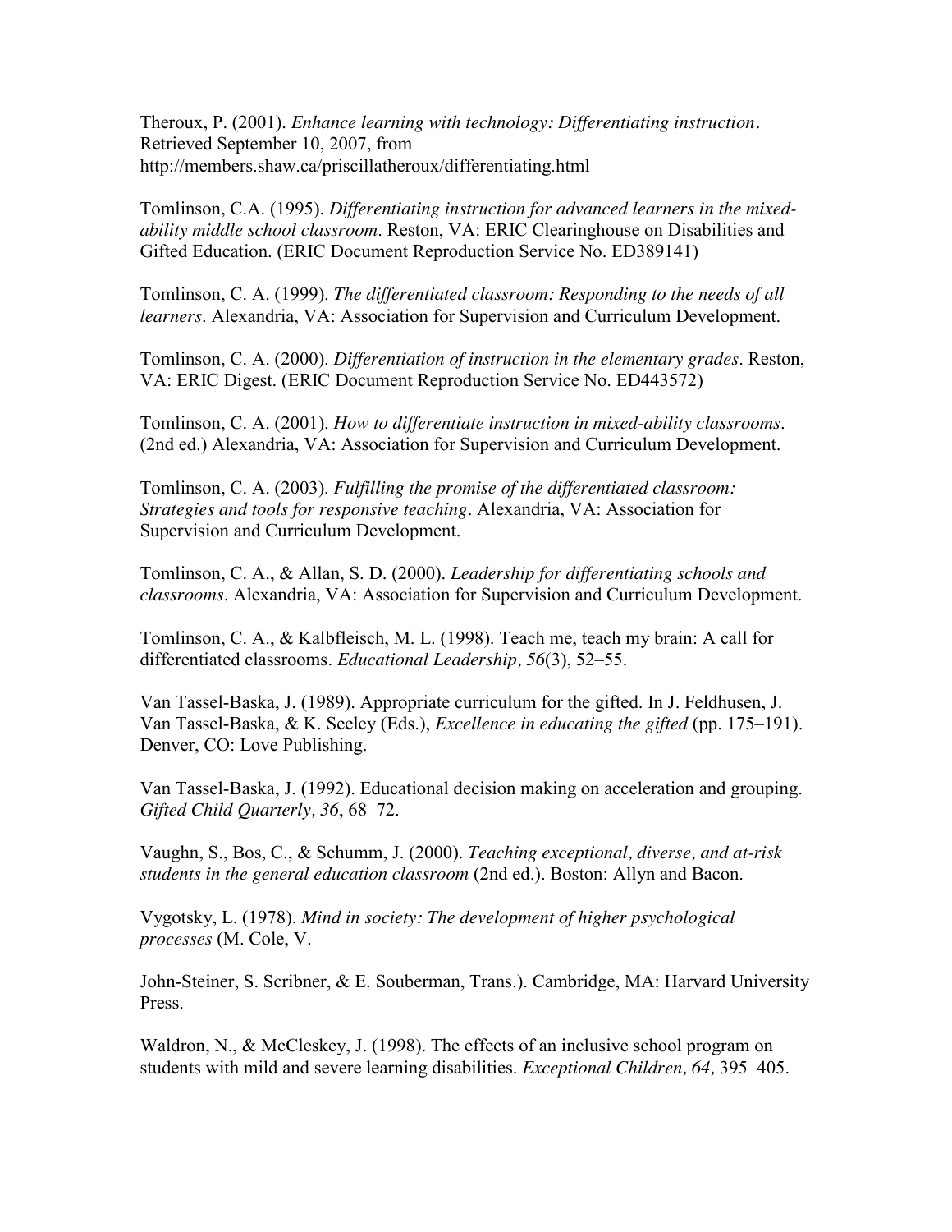Theroux, P. (2001). *Enhance learning with technology: Differentiating instruction*. Retrieved September 10, 2007, from http://members.shaw.ca/priscillatheroux/differentiating.html

Tomlinson, C.A. (1995). *Differentiating instruction for advanced learners in the mixed-ability middle school classroom*. Reston, VA: ERIC Clearinghouse on Disabilities and Gifted Education. (ERIC Document Reproduction Service No. ED389141)

Tomlinson, C. A. (1999). *The differentiated classroom: Responding to the needs of all learners*. Alexandria, VA: Association for Supervision and Curriculum Development.

Tomlinson, C. A. (2000). *Differentiation of instruction in the elementary grades*. Reston, VA: ERIC Digest. (ERIC Document Reproduction Service No. ED443572)

Tomlinson, C. A. (2001). *How to differentiate instruction in mixed-ability classrooms*. (2nd ed.) Alexandria, VA: Association for Supervision and Curriculum Development.

Tomlinson, C. A. (2003). *Fulfilling the promise of the differentiated classroom: Strategies and tools for responsive teaching*. Alexandria, VA: Association for Supervision and Curriculum Development.

Tomlinson, C. A., & Allan, S. D. (2000). *Leadership for differentiating schools and classrooms*. Alexandria, VA: Association for Supervision and Curriculum Development.

Tomlinson, C. A., & Kalbfleisch, M. L. (1998). Teach me, teach my brain: A call for differentiated classrooms. *Educational Leadership, 56*(3), 52–55.

Van Tassel-Baska, J. (1989). Appropriate curriculum for the gifted. In J. Feldhusen, J. Van Tassel-Baska, & K. Seeley (Eds.), *Excellence in educating the gifted* (pp. 175–191). Denver, CO: Love Publishing.

Van Tassel-Baska, J. (1992). Educational decision making on acceleration and grouping. *Gifted Child Quarterly, 36*, 68–72.

Vaughn, S., Bos, C., & Schumm, J. (2000). *Teaching exceptional, diverse, and at-risk students in the general education classroom* (2nd ed.). Boston: Allyn and Bacon.

Vygotsky, L. (1978). *Mind in society: The development of higher psychological processes* (M. Cole, V.

John-Steiner, S. Scribner, & E. Souberman, Trans.). Cambridge, MA: Harvard University Press.

Waldron, N., & McCleskey, J. (1998). The effects of an inclusive school program on students with mild and severe learning disabilities. *Exceptional Children, 64,* 395–405.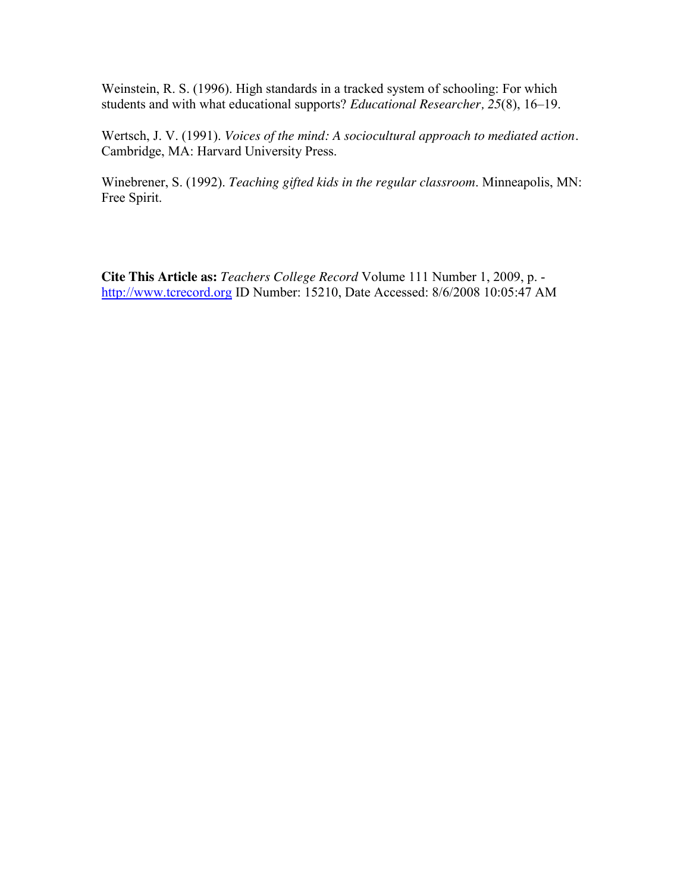Weinstein, R. S. (1996). High standards in a tracked system of schooling: For which students and with what educational supports? *Educational Researcher, 25*(8), 16–19.

Wertsch, J. V. (1991). *Voices of the mind: A sociocultural approach to mediated action*. Cambridge, MA: Harvard University Press.

Winebrener, S. (1992). *Teaching gifted kids in the regular classroom*. Minneapolis, MN: Free Spirit.

**Cite This Article as:** *Teachers College Record* Volume 111 Number 1, 2009, p. - http://www.tcrecord.org ID Number: 15210, Date Accessed: 8/6/2008 10:05:47 AM